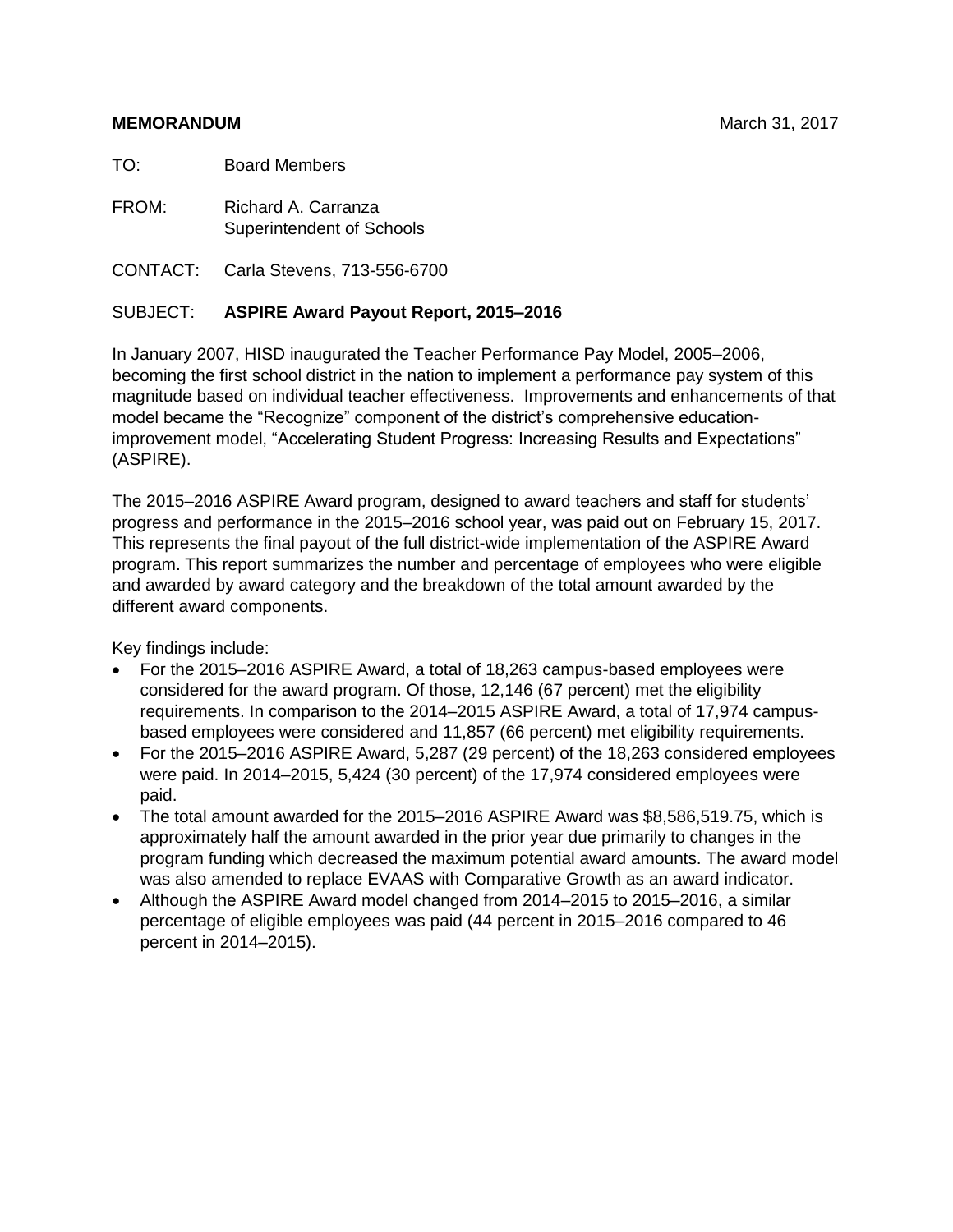**MEMORANDUM** March 31, 2017

TO: Board Members

FROM: Richard A. Carranza
Superintendent of Schools

CONTACT: Carla Stevens, 713-556-6700

SUBJECT: **ASPIRE Award Payout Report, 2015–2016**

In January 2007, HISD inaugurated the Teacher Performance Pay Model, 2005–2006, becoming the first school district in the nation to implement a performance pay system of this magnitude based on individual teacher effectiveness. Improvements and enhancements of that model became the "Recognize" component of the district's comprehensive education-improvement model, "Accelerating Student Progress: Increasing Results and Expectations" (ASPIRE).

The 2015–2016 ASPIRE Award program, designed to award teachers and staff for students' progress and performance in the 2015–2016 school year, was paid out on February 15, 2017. This represents the final payout of the full district-wide implementation of the ASPIRE Award program. This report summarizes the number and percentage of employees who were eligible and awarded by award category and the breakdown of the total amount awarded by the different award components.

Key findings include:

- For the 2015–2016 ASPIRE Award, a total of 18,263 campus-based employees were considered for the award program. Of those, 12,146 (67 percent) met the eligibility requirements. In comparison to the 2014–2015 ASPIRE Award, a total of 17,974 campus-based employees were considered and 11,857 (66 percent) met eligibility requirements.
- For the 2015–2016 ASPIRE Award, 5,287 (29 percent) of the 18,263 considered employees were paid. In 2014–2015, 5,424 (30 percent) of the 17,974 considered employees were paid.
- The total amount awarded for the 2015–2016 ASPIRE Award was $8,586,519.75, which is approximately half the amount awarded in the prior year due primarily to changes in the program funding which decreased the maximum potential award amounts. The award model was also amended to replace EVAAS with Comparative Growth as an award indicator.
- Although the ASPIRE Award model changed from 2014–2015 to 2015–2016, a similar percentage of eligible employees was paid (44 percent in 2015–2016 compared to 46 percent in 2014–2015).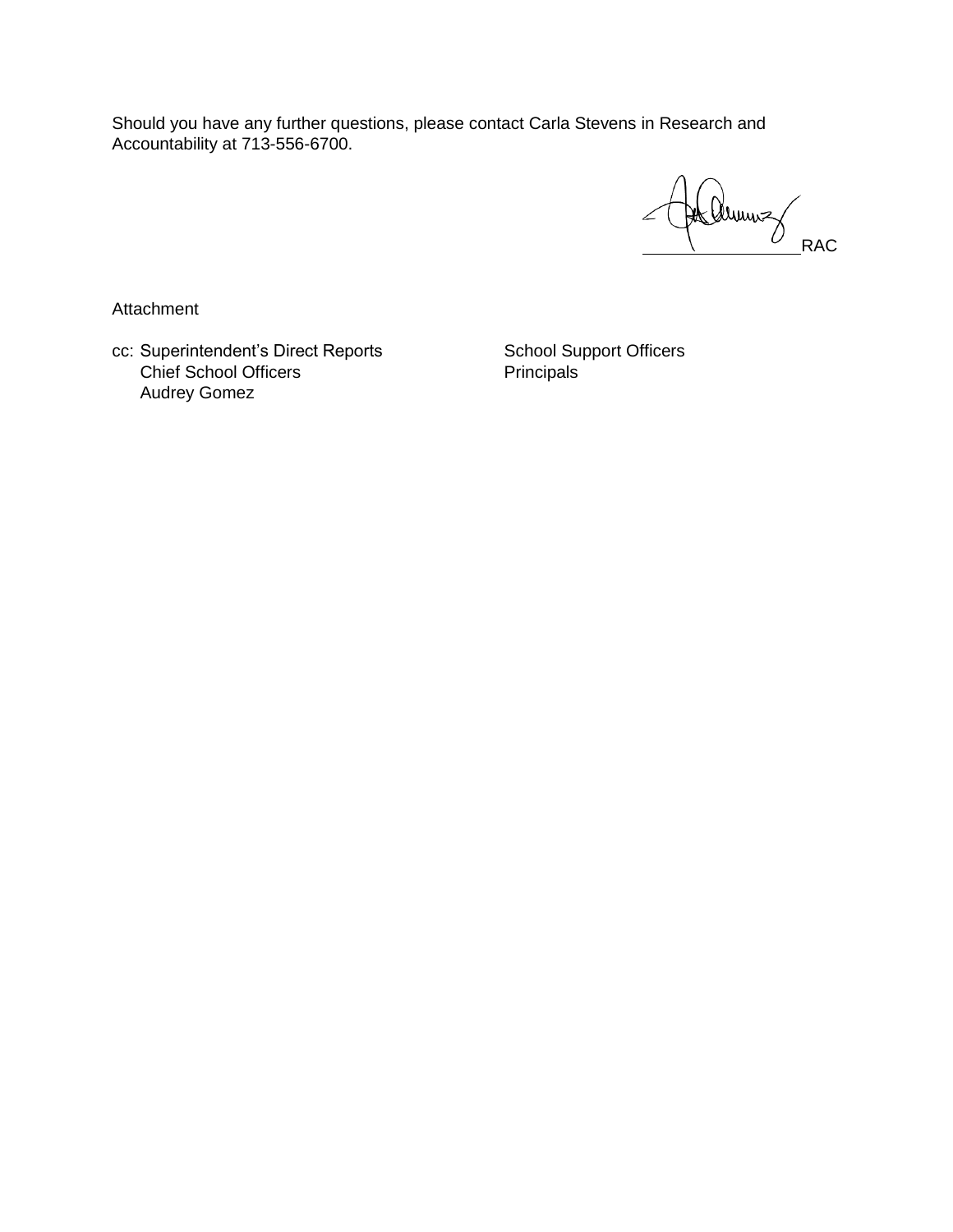Should you have any further questions, please contact Carla Stevens in Research and Accountability at 713-556-6700.

_________________RAC

Attachment

cc: Superintendent's Direct Reports
Chief School Officers
Audrey Gomez
School Support Officers
Principals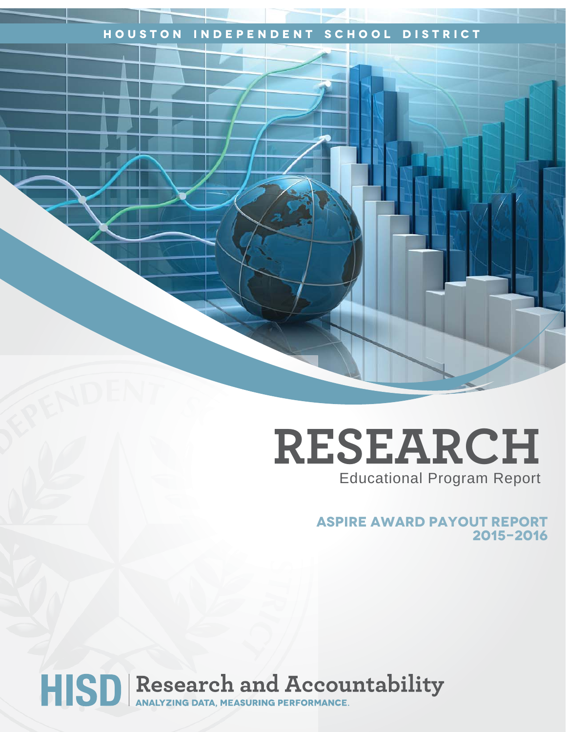HOUSTON INDEPENDENT SCHOOL DISTRICT

# RESEARCH

Educational Program Report

## ASPIRE AWARD PAYOUT REPORT 2015–2016

HISD | Research and Accountability

ANALYZING DATA, MEASURING PERFORMANCE.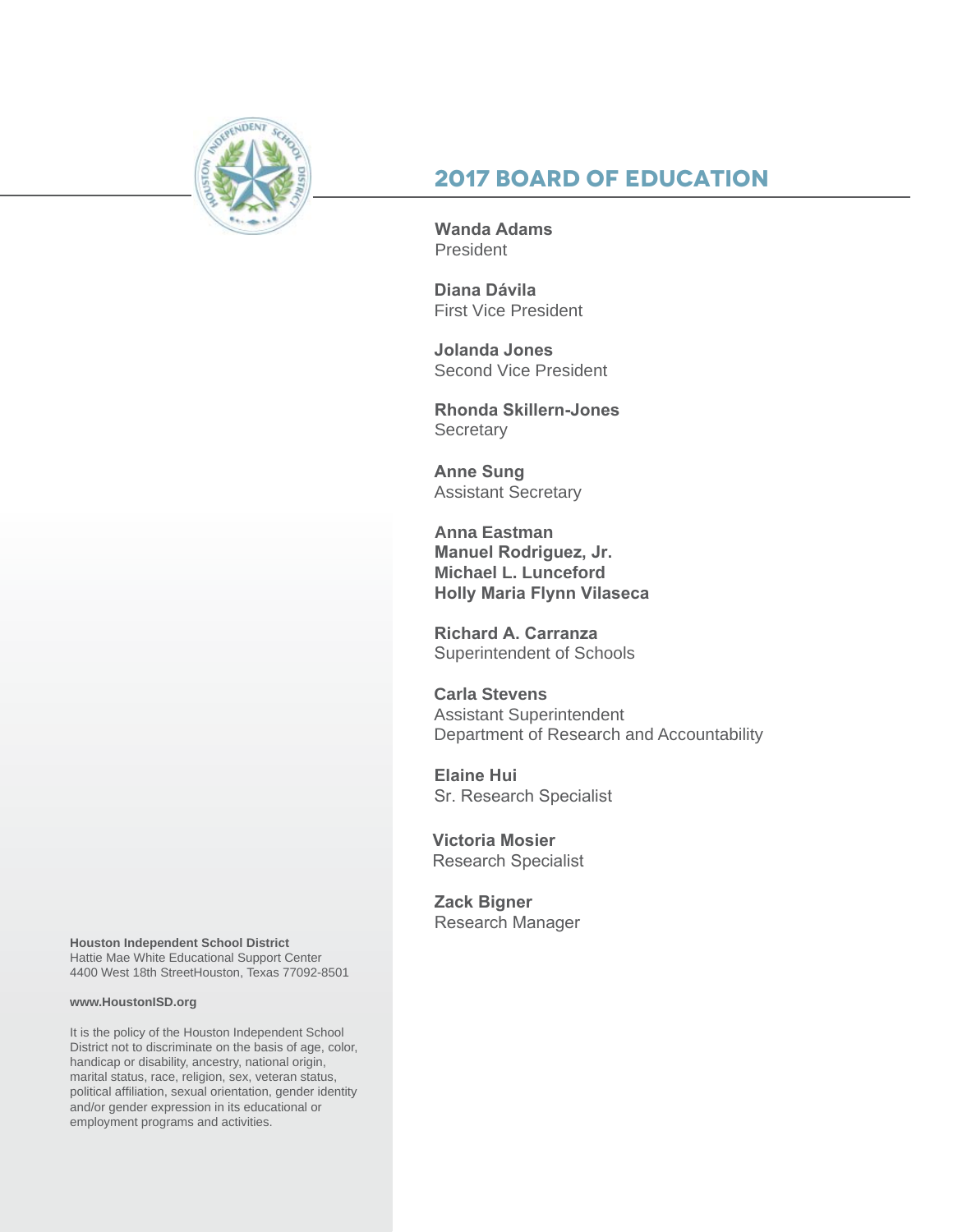## 2017 BOARD OF EDUCATION

**Wanda Adams**
President

**Diana Dávila**
First Vice President

**Jolanda Jones**
Second Vice President

**Rhonda Skillern-Jones**
Secretary

**Anne Sung**
Assistant Secretary

**Anna Eastman**
**Manuel Rodriguez, Jr.**
**Michael L. Lunceford**
**Holly Maria Flynn Vilaseca**

**Richard A. Carranza**
Superintendent of Schools

**Carla Stevens**
Assistant Superintendent
Department of Research and Accountability

**Elaine Hui**
Sr. Research Specialist

**Victoria Mosier**
Research Specialist

**Zack Bigner**
Research Manager

**Houston Independent School District**
Hattie Mae White Educational Support Center
4400 West 18th StreetHouston, Texas 77092-8501

**www.HoustonISD.org**

It is the policy of the Houston Independent School District not to discriminate on the basis of age, color, handicap or disability, ancestry, national origin, marital status, race, religion, sex, veteran status, political affiliation, sexual orientation, gender identity and/or gender expression in its educational or employment programs and activities.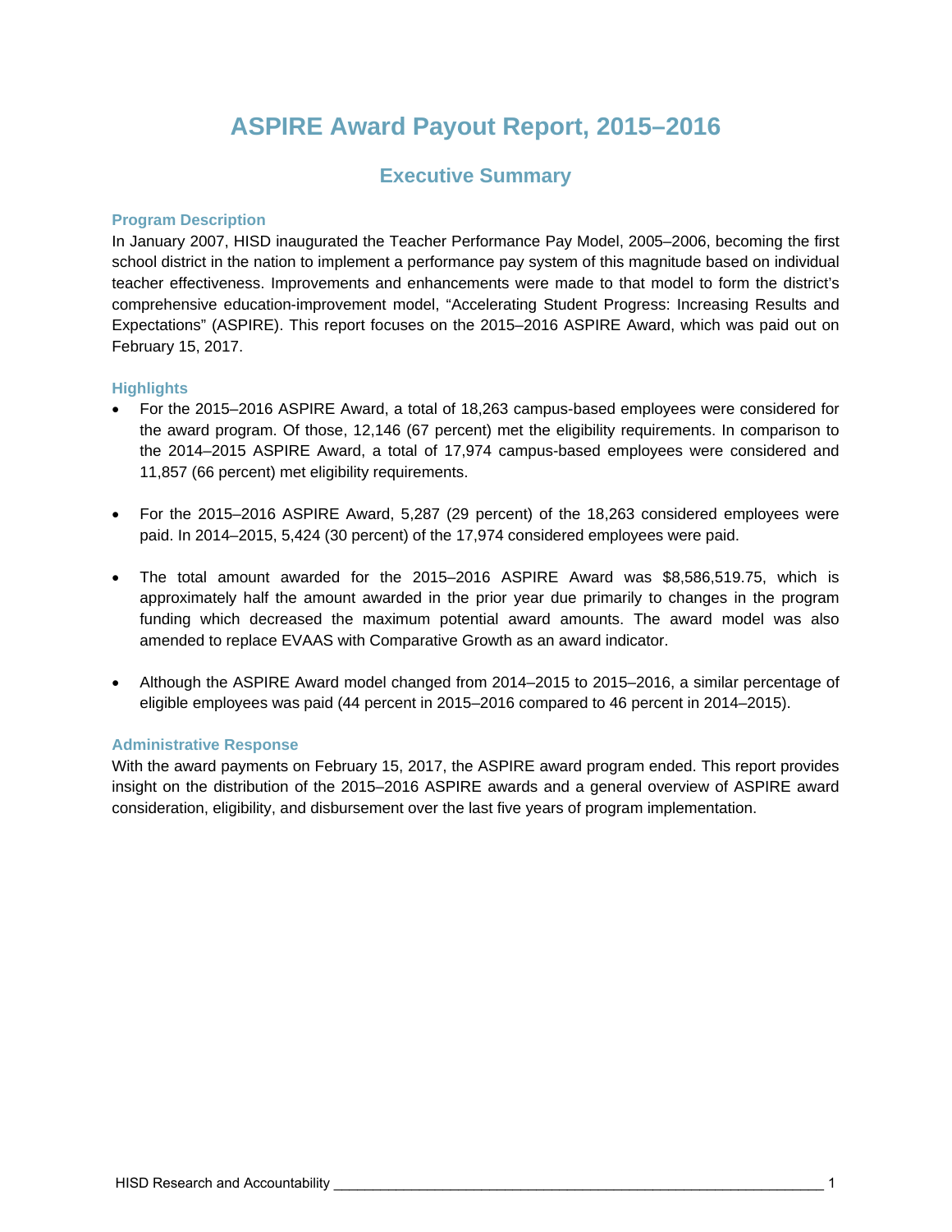# ASPIRE Award Payout Report, 2015–2016

## Executive Summary

### Program Description

In January 2007, HISD inaugurated the Teacher Performance Pay Model, 2005–2006, becoming the first school district in the nation to implement a performance pay system of this magnitude based on individual teacher effectiveness. Improvements and enhancements were made to that model to form the district's comprehensive education-improvement model, "Accelerating Student Progress: Increasing Results and Expectations" (ASPIRE). This report focuses on the 2015–2016 ASPIRE Award, which was paid out on February 15, 2017.

### Highlights

- For the 2015–2016 ASPIRE Award, a total of 18,263 campus-based employees were considered for the award program. Of those, 12,146 (67 percent) met the eligibility requirements. In comparison to the 2014–2015 ASPIRE Award, a total of 17,974 campus-based employees were considered and 11,857 (66 percent) met eligibility requirements.

- For the 2015–2016 ASPIRE Award, 5,287 (29 percent) of the 18,263 considered employees were paid. In 2014–2015, 5,424 (30 percent) of the 17,974 considered employees were paid.

- The total amount awarded for the 2015–2016 ASPIRE Award was $8,586,519.75, which is approximately half the amount awarded in the prior year due primarily to changes in the program funding which decreased the maximum potential award amounts. The award model was also amended to replace EVAAS with Comparative Growth as an award indicator.

- Although the ASPIRE Award model changed from 2014–2015 to 2015–2016, a similar percentage of eligible employees was paid (44 percent in 2015–2016 compared to 46 percent in 2014–2015).

### Administrative Response

With the award payments on February 15, 2017, the ASPIRE award program ended. This report provides insight on the distribution of the 2015–2016 ASPIRE awards and a general overview of ASPIRE award consideration, eligibility, and disbursement over the last five years of program implementation.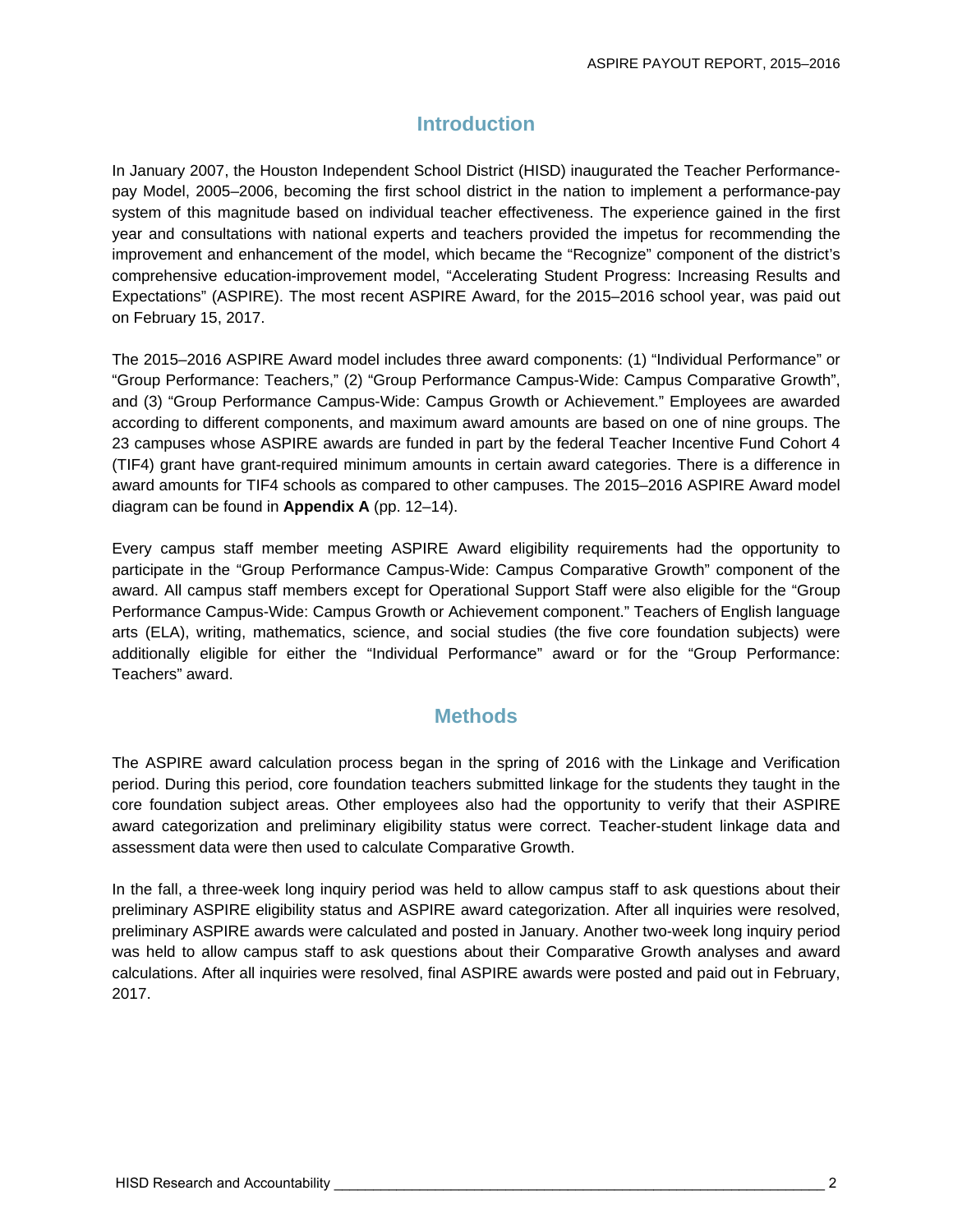## Introduction

In January 2007, the Houston Independent School District (HISD) inaugurated the Teacher Performance-pay Model, 2005–2006, becoming the first school district in the nation to implement a performance-pay system of this magnitude based on individual teacher effectiveness. The experience gained in the first year and consultations with national experts and teachers provided the impetus for recommending the improvement and enhancement of the model, which became the "Recognize" component of the district's comprehensive education-improvement model, "Accelerating Student Progress: Increasing Results and Expectations" (ASPIRE). The most recent ASPIRE Award, for the 2015–2016 school year, was paid out on February 15, 2017.

The 2015–2016 ASPIRE Award model includes three award components: (1) "Individual Performance" or "Group Performance: Teachers," (2) "Group Performance Campus-Wide: Campus Comparative Growth", and (3) "Group Performance Campus-Wide: Campus Growth or Achievement." Employees are awarded according to different components, and maximum award amounts are based on one of nine groups. The 23 campuses whose ASPIRE awards are funded in part by the federal Teacher Incentive Fund Cohort 4 (TIF4) grant have grant-required minimum amounts in certain award categories. There is a difference in award amounts for TIF4 schools as compared to other campuses. The 2015–2016 ASPIRE Award model diagram can be found in **Appendix A** (pp. 12–14).

Every campus staff member meeting ASPIRE Award eligibility requirements had the opportunity to participate in the "Group Performance Campus-Wide: Campus Comparative Growth" component of the award. All campus staff members except for Operational Support Staff were also eligible for the "Group Performance Campus-Wide: Campus Growth or Achievement component." Teachers of English language arts (ELA), writing, mathematics, science, and social studies (the five core foundation subjects) were additionally eligible for either the "Individual Performance" award or for the "Group Performance: Teachers" award.

## Methods

The ASPIRE award calculation process began in the spring of 2016 with the Linkage and Verification period. During this period, core foundation teachers submitted linkage for the students they taught in the core foundation subject areas. Other employees also had the opportunity to verify that their ASPIRE award categorization and preliminary eligibility status were correct. Teacher-student linkage data and assessment data were then used to calculate Comparative Growth.

In the fall, a three-week long inquiry period was held to allow campus staff to ask questions about their preliminary ASPIRE eligibility status and ASPIRE award categorization. After all inquiries were resolved, preliminary ASPIRE awards were calculated and posted in January. Another two-week long inquiry period was held to allow campus staff to ask questions about their Comparative Growth analyses and award calculations. After all inquiries were resolved, final ASPIRE awards were posted and paid out in February, 2017.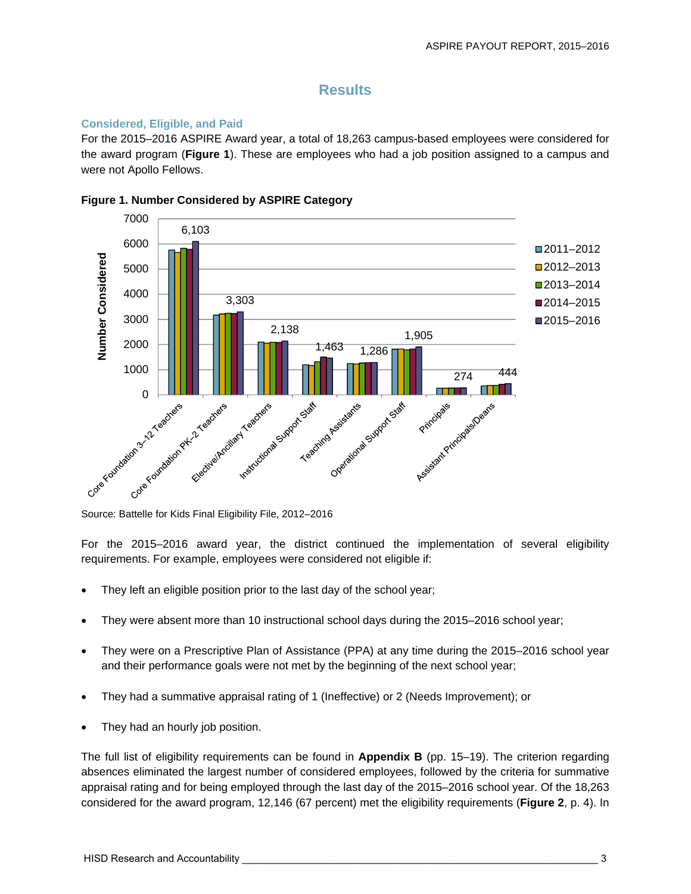## Results

### Considered, Eligible, and Paid

For the 2015–2016 ASPIRE Award year, a total of 18,263 campus-based employees were considered for the award program (**Figure 1**). These are employees who had a job position assigned to a campus and were not Apollo Fellows.

**Figure 1. Number Considered by ASPIRE Category**

Source: Battelle for Kids Final Eligibility File, 2012–2016

For the 2015–2016 award year, the district continued the implementation of several eligibility requirements. For example, employees were considered not eligible if:

- They left an eligible position prior to the last day of the school year;
- They were absent more than 10 instructional school days during the 2015–2016 school year;
- They were on a Prescriptive Plan of Assistance (PPA) at any time during the 2015–2016 school year and their performance goals were not met by the beginning of the next school year;
- They had a summative appraisal rating of 1 (Ineffective) or 2 (Needs Improvement); or
- They had an hourly job position.

The full list of eligibility requirements can be found in **Appendix B** (pp. 15–19). The criterion regarding absences eliminated the largest number of considered employees, followed by the criteria for summative appraisal rating and for being employed through the last day of the 2015–2016 school year. Of the 18,263 considered for the award program, 12,146 (67 percent) met the eligibility requirements (**Figure 2**, p. 4). In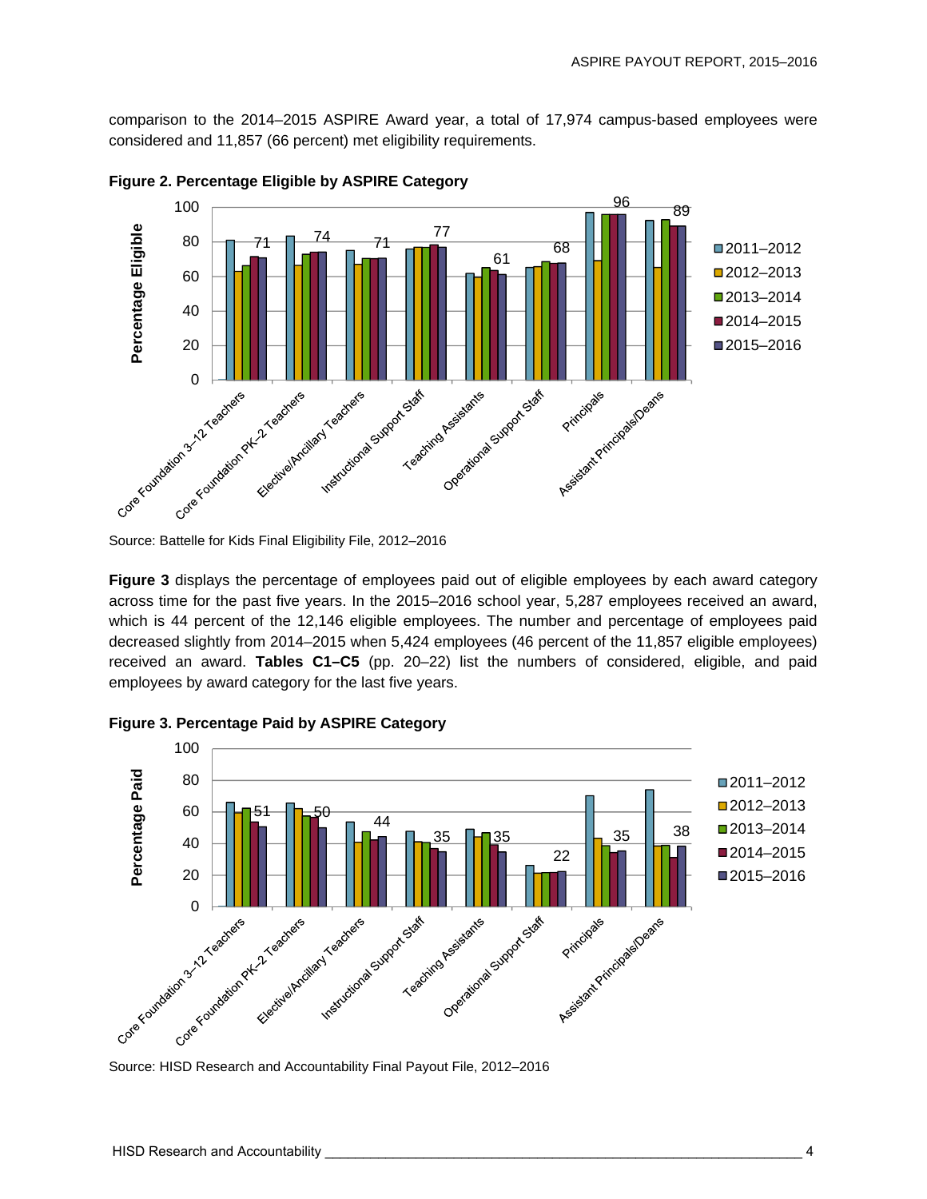comparison to the 2014–2015 ASPIRE Award year, a total of 17,974 campus-based employees were considered and 11,857 (66 percent) met eligibility requirements.

**Figure 2. Percentage Eligible by ASPIRE Category**

Source: Battelle for Kids Final Eligibility File, 2012–2016

**Figure 3** displays the percentage of employees paid out of eligible employees by each award category across time for the past five years. In the 2015–2016 school year, 5,287 employees received an award, which is 44 percent of the 12,146 eligible employees. The number and percentage of employees paid decreased slightly from 2014–2015 when 5,424 employees (46 percent of the 11,857 eligible employees) received an award. **Tables C1–C5** (pp. 20–22) list the numbers of considered, eligible, and paid employees by award category for the last five years.

**Figure 3. Percentage Paid by ASPIRE Category**

Source: HISD Research and Accountability Final Payout File, 2012–2016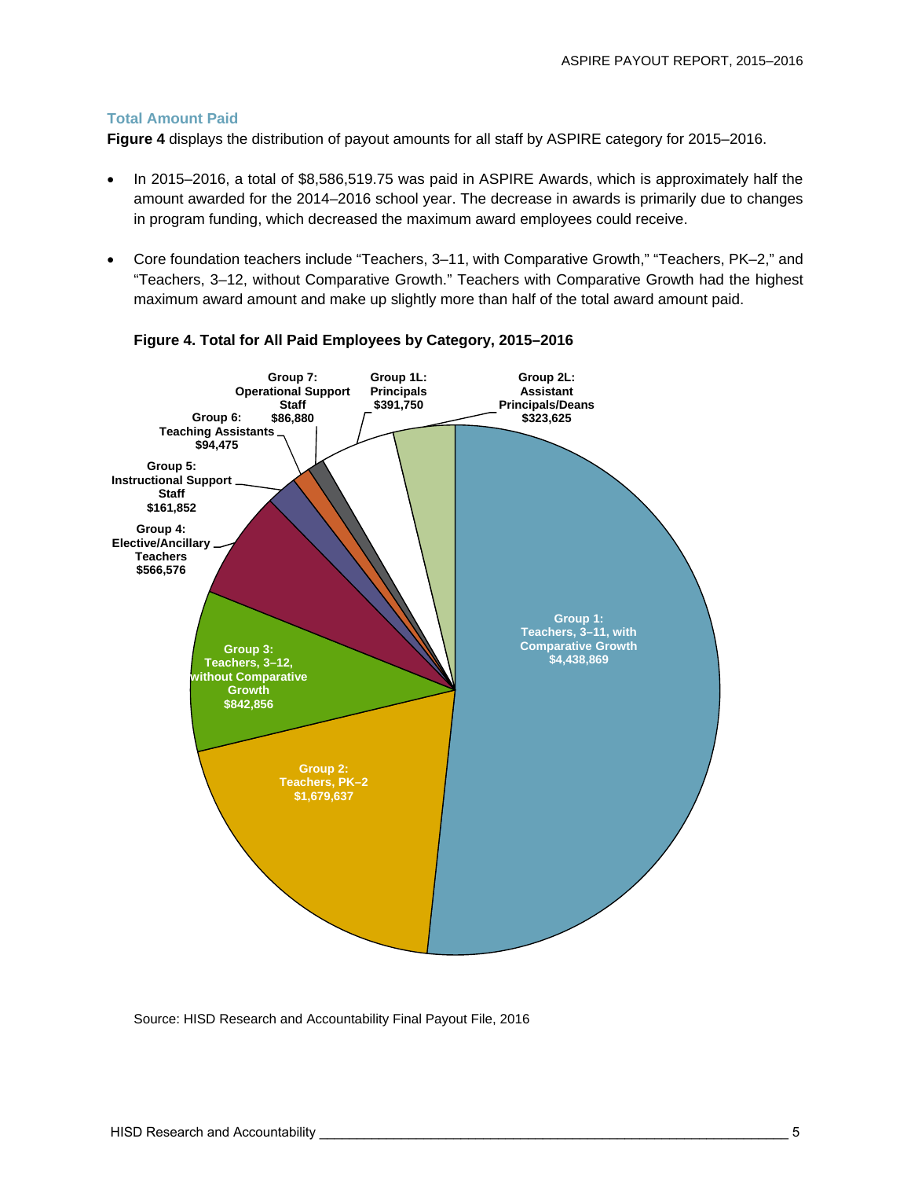### Total Amount Paid

**Figure 4** displays the distribution of payout amounts for all staff by ASPIRE category for 2015–2016.

- In 2015–2016, a total of $8,586,519.75 was paid in ASPIRE Awards, which is approximately half the amount awarded for the 2014–2016 school year. The decrease in awards is primarily due to changes in program funding, which decreased the maximum award employees could receive.
- Core foundation teachers include "Teachers, 3–11, with Comparative Growth," "Teachers, PK–2," and "Teachers, 3–12, without Comparative Growth." Teachers with Comparative Growth had the highest maximum award amount and make up slightly more than half of the total award amount paid.

**Figure 4. Total for All Paid Employees by Category, 2015–2016**

| Category | Amount |
|---|---|
| Group 1: Teachers, 3–11, with Comparative Growth | $4,438,869 |
| Group 2: Teachers, PK–2 | $1,679,637 |
| Group 3: Teachers, 3–12, without Comparative Growth | $842,856 |
| Group 4: Elective/Ancillary Teachers | $566,576 |
| Group 5: Instructional Support Staff | $161,852 |
| Group 6: Teaching Assistants | $94,475 |
| Group 7: Operational Support Staff | $86,880 |
| Group 1L: Principals | $391,750 |
| Group 2L: Assistant Principals/Deans | $323,625 |

Source: HISD Research and Accountability Final Payout File, 2016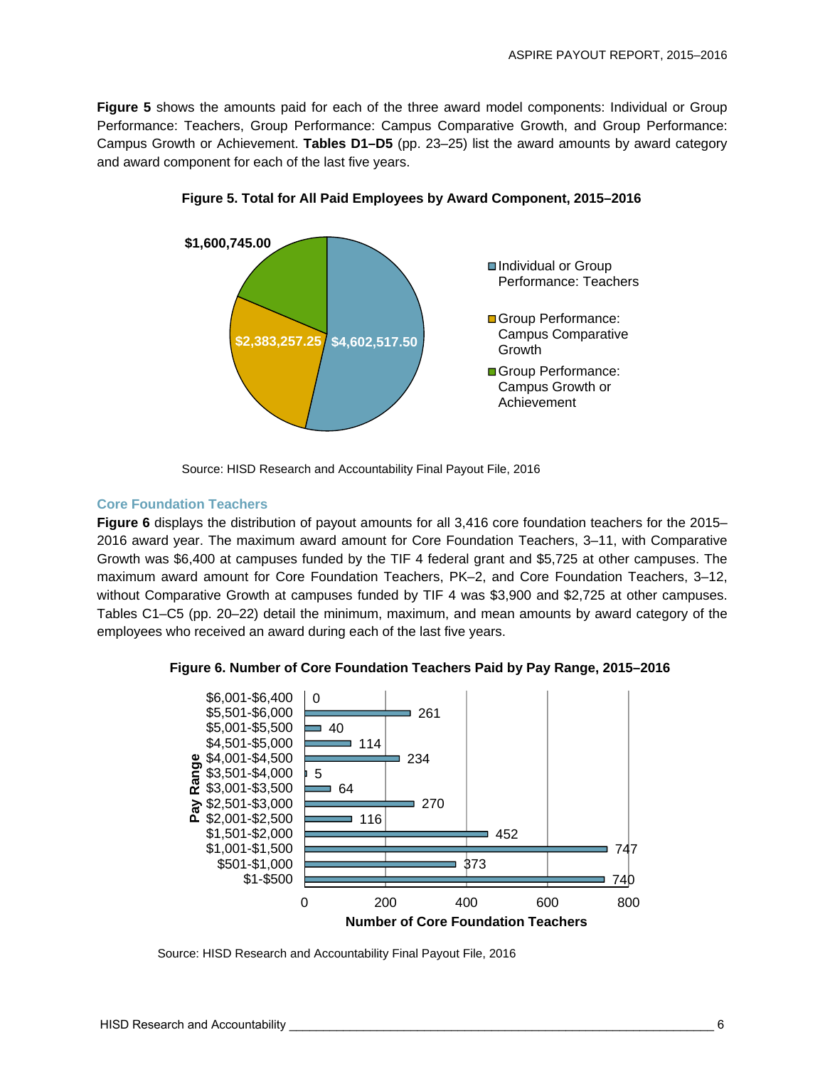**Figure 5** shows the amounts paid for each of the three award model components: Individual or Group Performance: Teachers, Group Performance: Campus Comparative Growth, and Group Performance: Campus Growth or Achievement. **Tables D1–D5** (pp. 23–25) list the award amounts by award category and award component for each of the last five years.

**Figure 5. Total for All Paid Employees by Award Component, 2015–2016**

| Award Component | Amount |
|---|---|
| Individual or Group Performance: Teachers | $4,602,517.50 |
| Group Performance: Campus Comparative Growth | $2,383,257.25 |
| Group Performance: Campus Growth or Achievement | $1,600,745.00 |

Source: HISD Research and Accountability Final Payout File, 2016

## Core Foundation Teachers

**Figure 6** displays the distribution of payout amounts for all 3,416 core foundation teachers for the 2015–2016 award year. The maximum award amount for Core Foundation Teachers, 3–11, with Comparative Growth was $6,400 at campuses funded by the TIF 4 federal grant and $5,725 at other campuses. The maximum award amount for Core Foundation Teachers, PK–2, and Core Foundation Teachers, 3–12, without Comparative Growth at campuses funded by TIF 4 was $3,900 and $2,725 at other campuses. Tables C1–C5 (pp. 20–22) detail the minimum, maximum, and mean amounts by award category of the employees who received an award during each of the last five years.

**Figure 6. Number of Core Foundation Teachers Paid by Pay Range, 2015–2016**

| Pay Range | Number of Core Foundation Teachers |
|---|---|
| $6,001-$6,400 | 0 |
| $5,501-$6,000 | 261 |
| $5,001-$5,500 | 40 |
| $4,501-$5,000 | 114 |
| $4,001-$4,500 | 234 |
| $3,501-$4,000 | 5 |
| $3,001-$3,500 | 64 |
| $2,501-$3,000 | 270 |
| $2,001-$2,500 | 116 |
| $1,501-$2,000 | 452 |
| $1,001-$1,500 | 747 |
| $501-$1,000 | 373 |
| $1-$500 | 740 |

Source: HISD Research and Accountability Final Payout File, 2016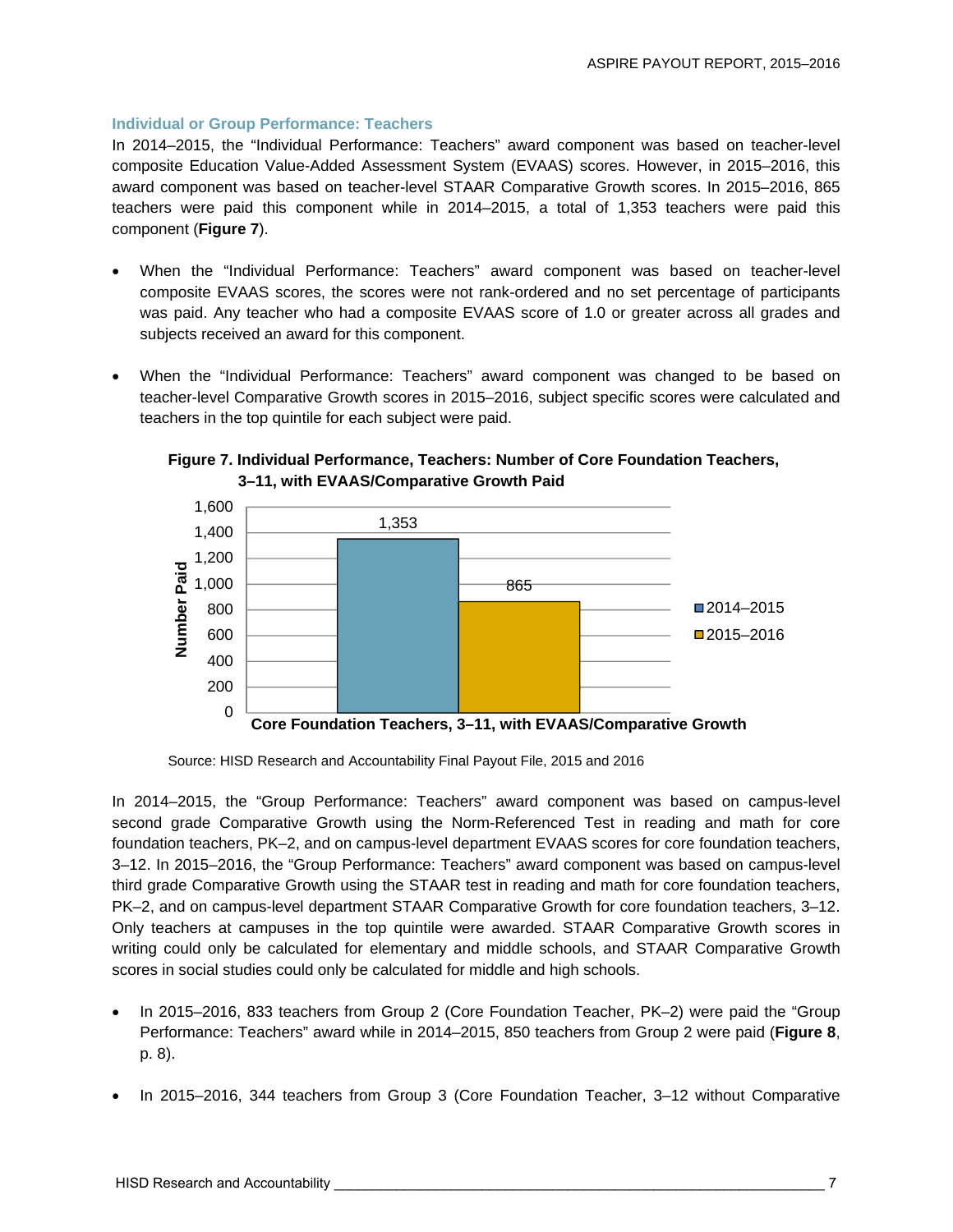### Individual or Group Performance: Teachers

In 2014–2015, the "Individual Performance: Teachers" award component was based on teacher-level composite Education Value-Added Assessment System (EVAAS) scores. However, in 2015–2016, this award component was based on teacher-level STAAR Comparative Growth scores. In 2015–2016, 865 teachers were paid this component while in 2014–2015, a total of 1,353 teachers were paid this component (**Figure 7**).

- When the "Individual Performance: Teachers" award component was based on teacher-level composite EVAAS scores, the scores were not rank-ordered and no set percentage of participants was paid. Any teacher who had a composite EVAAS score of 1.0 or greater across all grades and subjects received an award for this component.

- When the "Individual Performance: Teachers" award component was changed to be based on teacher-level Comparative Growth scores in 2015–2016, subject specific scores were calculated and teachers in the top quintile for each subject were paid.

**Figure 7. Individual Performance, Teachers: Number of Core Foundation Teachers, 3–11, with EVAAS/Comparative Growth Paid**

| Core Foundation Teachers, 3–11, with EVAAS/Comparative Growth | Number Paid |
|---|---|
| 2014–2015 | 1,353 |
| 2015–2016 | 865 |

Source: HISD Research and Accountability Final Payout File, 2015 and 2016

In 2014–2015, the "Group Performance: Teachers" award component was based on campus-level second grade Comparative Growth using the Norm-Referenced Test in reading and math for core foundation teachers, PK–2, and on campus-level department EVAAS scores for core foundation teachers, 3–12. In 2015–2016, the "Group Performance: Teachers" award component was based on campus-level third grade Comparative Growth using the STAAR test in reading and math for core foundation teachers, PK–2, and on campus-level department STAAR Comparative Growth for core foundation teachers, 3–12. Only teachers at campuses in the top quintile were awarded. STAAR Comparative Growth scores in writing could only be calculated for elementary and middle schools, and STAAR Comparative Growth scores in social studies could only be calculated for middle and high schools.

- In 2015–2016, 833 teachers from Group 2 (Core Foundation Teacher, PK–2) were paid the "Group Performance: Teachers" award while in 2014–2015, 850 teachers from Group 2 were paid (**Figure 8**, p. 8).

- In 2015–2016, 344 teachers from Group 3 (Core Foundation Teacher, 3–12 without Comparative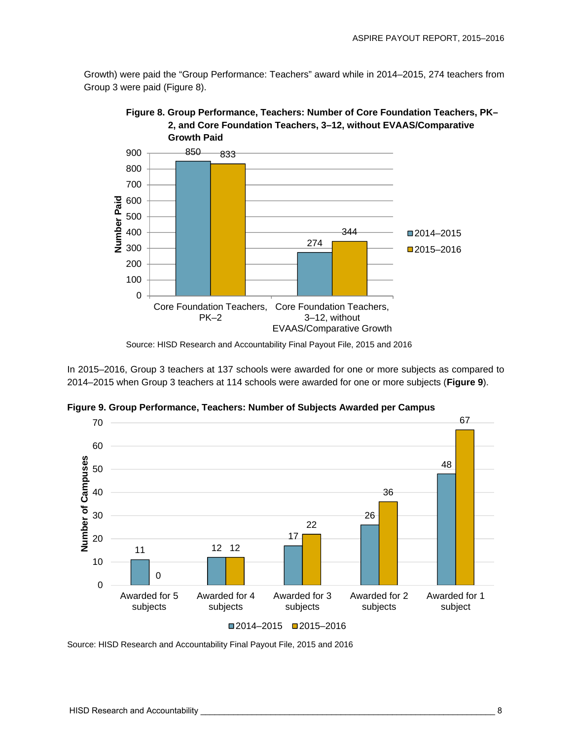Growth) were paid the “Group Performance: Teachers” award while in 2014–2015, 274 teachers from Group 3 were paid (Figure 8).

**Figure 8. Group Performance, Teachers: Number of Core Foundation Teachers, PK–2, and Core Foundation Teachers, 3–12, without EVAAS/Comparative Growth Paid**

| | 2014–2015 | 2015–2016 |
|---|---|---|
| Core Foundation Teachers, PK–2 | 850 | 833 |
| Core Foundation Teachers, 3–12, without EVAAS/Comparative Growth | 274 | 344 |

Source: HISD Research and Accountability Final Payout File, 2015 and 2016

In 2015–2016, Group 3 teachers at 137 schools were awarded for one or more subjects as compared to 2014–2015 when Group 3 teachers at 114 schools were awarded for one or more subjects (**Figure 9**).

**Figure 9. Group Performance, Teachers: Number of Subjects Awarded per Campus**

| | 2014–2015 | 2015–2016 |
|---|---|---|
| Awarded for 5 subjects | 11 | 0 |
| Awarded for 4 subjects | 12 | 12 |
| Awarded for 3 subjects | 17 | 22 |
| Awarded for 2 subjects | 26 | 36 |
| Awarded for 1 subject | 48 | 67 |

Source: HISD Research and Accountability Final Payout File, 2015 and 2016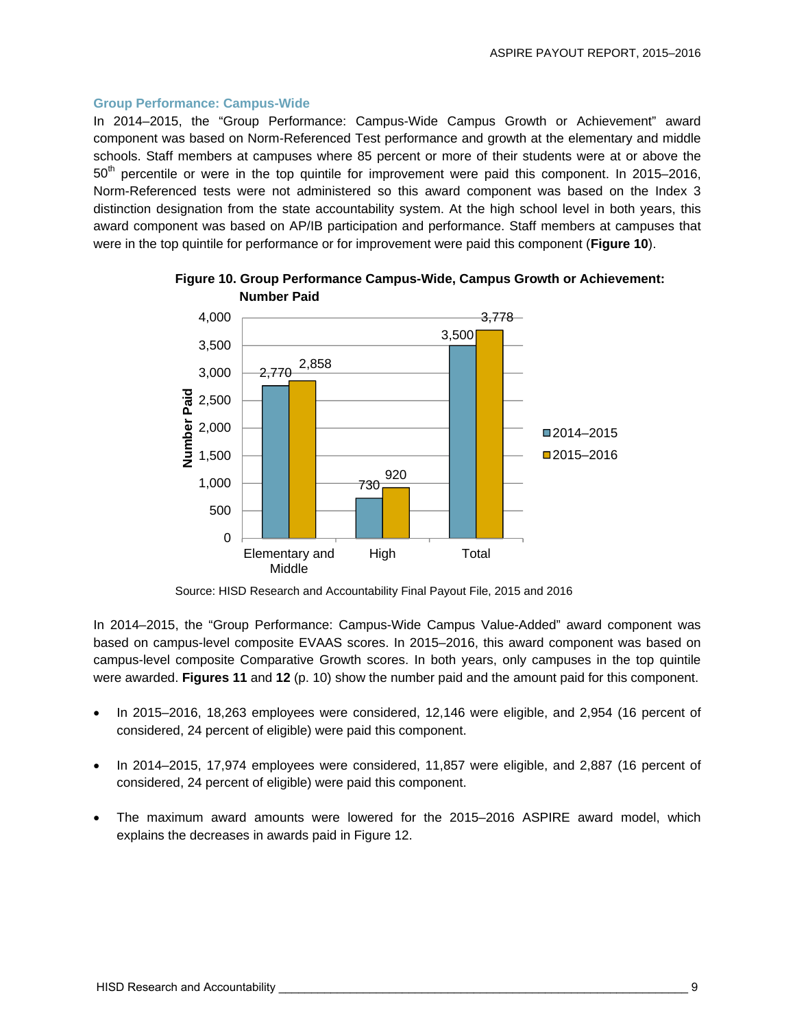### Group Performance: Campus-Wide

In 2014–2015, the "Group Performance: Campus-Wide Campus Growth or Achievement" award component was based on Norm-Referenced Test performance and growth at the elementary and middle schools. Staff members at campuses where 85 percent or more of their students were at or above the 50th percentile or were in the top quintile for improvement were paid this component. In 2015–2016, Norm-Referenced tests were not administered so this award component was based on the Index 3 distinction designation from the state accountability system. At the high school level in both years, this award component was based on AP/IB participation and performance. Staff members at campuses that were in the top quintile for performance or for improvement were paid this component (**Figure 10**).

**Figure 10. Group Performance Campus-Wide, Campus Growth or Achievement: Number Paid**

| Number Paid | 2014–2015 | 2015–2016 |
|---|---|---|
| Elementary and Middle | 2,770 | 2,858 |
| High | 730 | 920 |
| Total | 3,500 | 3,778 |

Source: HISD Research and Accountability Final Payout File, 2015 and 2016

In 2014–2015, the "Group Performance: Campus-Wide Campus Value-Added" award component was based on campus-level composite EVAAS scores. In 2015–2016, this award component was based on campus-level composite Comparative Growth scores. In both years, only campuses in the top quintile were awarded. **Figures 11** and **12** (p. 10) show the number paid and the amount paid for this component.

- In 2015–2016, 18,263 employees were considered, 12,146 were eligible, and 2,954 (16 percent of considered, 24 percent of eligible) were paid this component.
- In 2014–2015, 17,974 employees were considered, 11,857 were eligible, and 2,887 (16 percent of considered, 24 percent of eligible) were paid this component.
- The maximum award amounts were lowered for the 2015–2016 ASPIRE award model, which explains the decreases in awards paid in Figure 12.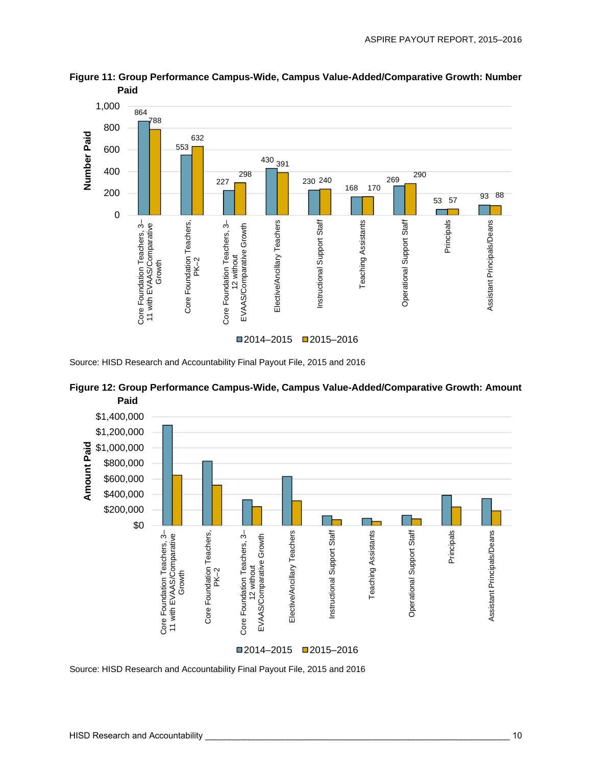**Figure 11: Group Performance Campus-Wide, Campus Value-Added/Comparative Growth: Number Paid**

| Group | 2014–2015 | 2015–2016 |
|---|---|---|
| Core Foundation Teachers, 3–11 with EVAAS/Comparative Growth | 864 | 788 |
| Core Foundation Teachers, PK–2 | 553 | 632 |
| Core Foundation Teachers, 3–12 without EVAAS/Comparative Growth | 227 | 298 |
| Elective/Ancillary Teachers | 430 | 391 |
| Instructional Support Staff | 230 | 240 |
| Teaching Assistants | 168 | 170 |
| Operational Support Staff | 269 | 290 |
| Principals | 53 | 57 |
| Assistant Principals/Deans | 93 | 88 |

Source: HISD Research and Accountability Final Payout File, 2015 and 2016

**Figure 12: Group Performance Campus-Wide, Campus Value-Added/Comparative Growth: Amount Paid**

Amount Paid ($0 – $1,400,000) by group, 2014–2015 and 2015–2016: Core Foundation Teachers, 3–11 with EVAAS/Comparative Growth; Core Foundation Teachers, PK–2; Core Foundation Teachers, 3–12 without EVAAS/Comparative Growth; Elective/Ancillary Teachers; Instructional Support Staff; Teaching Assistants; Operational Support Staff; Principals; Assistant Principals/Deans

Source: HISD Research and Accountability Final Payout File, 2015 and 2016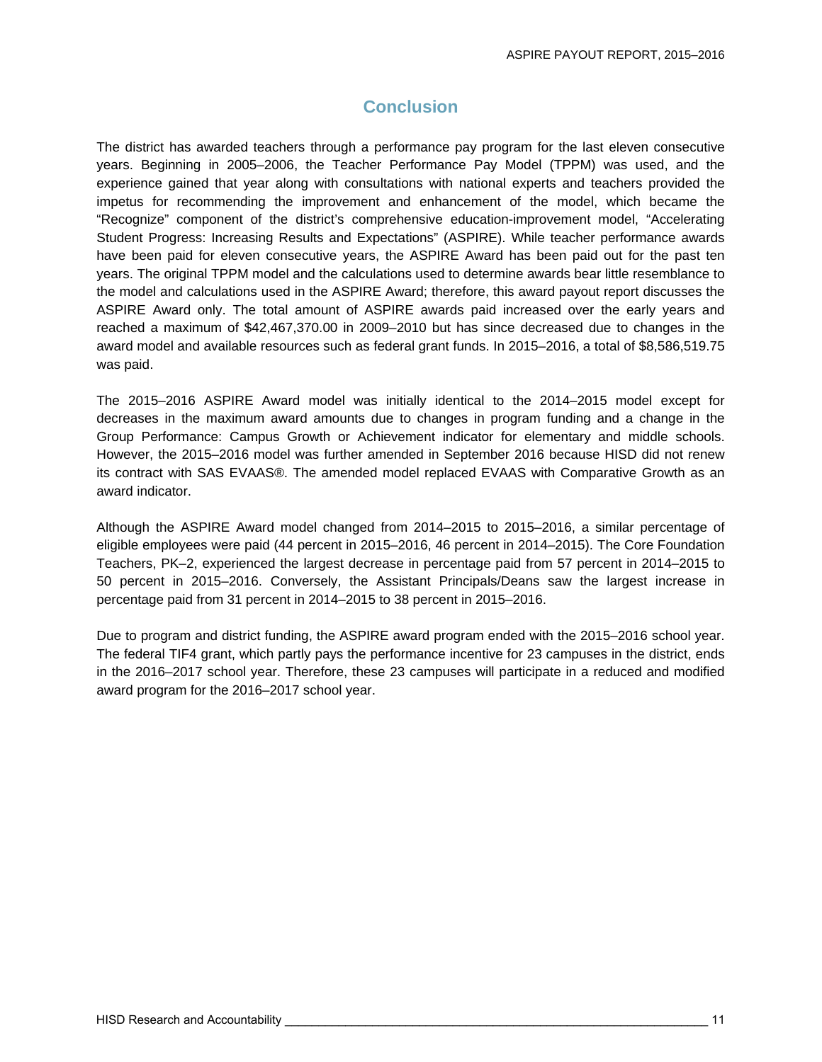## Conclusion

The district has awarded teachers through a performance pay program for the last eleven consecutive years. Beginning in 2005–2006, the Teacher Performance Pay Model (TPPM) was used, and the experience gained that year along with consultations with national experts and teachers provided the impetus for recommending the improvement and enhancement of the model, which became the "Recognize" component of the district's comprehensive education-improvement model, "Accelerating Student Progress: Increasing Results and Expectations" (ASPIRE). While teacher performance awards have been paid for eleven consecutive years, the ASPIRE Award has been paid out for the past ten years. The original TPPM model and the calculations used to determine awards bear little resemblance to the model and calculations used in the ASPIRE Award; therefore, this award payout report discusses the ASPIRE Award only. The total amount of ASPIRE awards paid increased over the early years and reached a maximum of $42,467,370.00 in 2009–2010 but has since decreased due to changes in the award model and available resources such as federal grant funds. In 2015–2016, a total of $8,586,519.75 was paid.

The 2015–2016 ASPIRE Award model was initially identical to the 2014–2015 model except for decreases in the maximum award amounts due to changes in program funding and a change in the Group Performance: Campus Growth or Achievement indicator for elementary and middle schools. However, the 2015–2016 model was further amended in September 2016 because HISD did not renew its contract with SAS EVAAS®. The amended model replaced EVAAS with Comparative Growth as an award indicator.

Although the ASPIRE Award model changed from 2014–2015 to 2015–2016, a similar percentage of eligible employees were paid (44 percent in 2015–2016, 46 percent in 2014–2015). The Core Foundation Teachers, PK–2, experienced the largest decrease in percentage paid from 57 percent in 2014–2015 to 50 percent in 2015–2016. Conversely, the Assistant Principals/Deans saw the largest increase in percentage paid from 31 percent in 2014–2015 to 38 percent in 2015–2016.

Due to program and district funding, the ASPIRE award program ended with the 2015–2016 school year. The federal TIF4 grant, which partly pays the performance incentive for 23 campuses in the district, ends in the 2016–2017 school year. Therefore, these 23 campuses will participate in a reduced and modified award program for the 2016–2017 school year.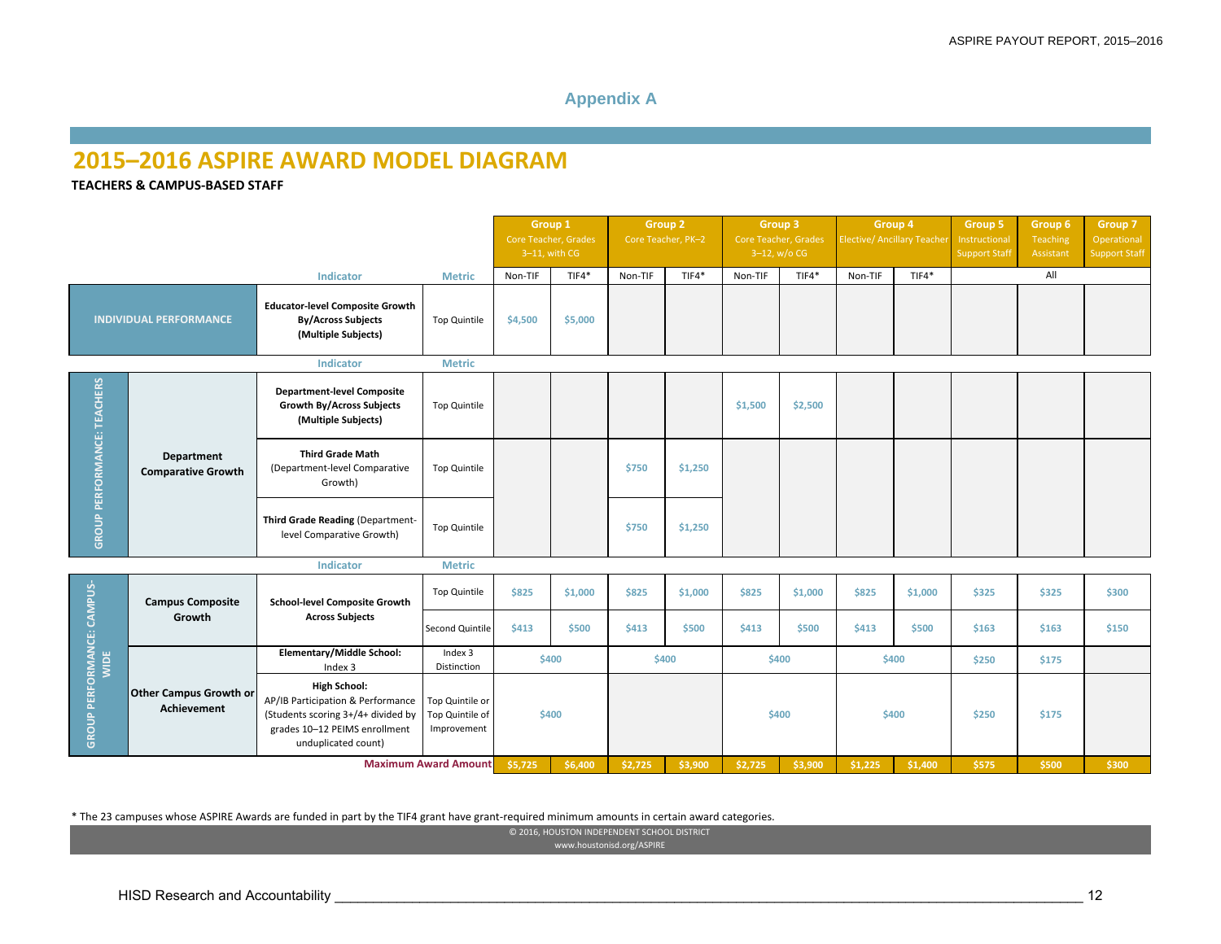## Appendix A

# 2015–2016 ASPIRE AWARD MODEL DIAGRAM

**TEACHERS & CAMPUS-BASED STAFF**

| | | Indicator | Metric | Group 1 Core Teacher, Grades 3–11, with CG | | Group 2 Core Teacher, PK–2 | | Group 3 Core Teacher, Grades 3–12, w/o CG | | Group 4 Elective/ Ancillary Teacher | | Group 5 Instructional Support Staff | Group 6 Teaching Assistant | Group 7 Operational Support Staff |
|---|---|---|---|---|---|---|---|---|---|---|---|---|---|---|
| | | | | Non-TIF | TIF4* | Non-TIF | TIF4* | Non-TIF | TIF4* | Non-TIF | TIF4* | All | | |
| INDIVIDUAL PERFORMANCE | | **Educator-level Composite Growth By/Across Subjects (Multiple Subjects)** | Top Quintile | $4,500 | $5,000 | | | | | | | | | |
| GROUP PERFORMANCE: TEACHERS | Department Comparative Growth | **Department-level Composite Growth By/Across Subjects (Multiple Subjects)** | Top Quintile | | | | | $1,500 | $2,500 | | | | | |
| | | **Third Grade Math** (Department-level Comparative Growth) | Top Quintile | | | $750 | $1,250 | | | | | | | |
| | | **Third Grade Reading** (Department-level Comparative Growth) | Top Quintile | | | $750 | $1,250 | | | | | | | |
| GROUP PERFORMANCE: CAMPUS-WIDE | Campus Composite Growth | **School-level Composite Growth Across Subjects** | Top Quintile | $825 | $1,000 | $825 | $1,000 | $825 | $1,000 | $825 | $1,000 | $325 | $325 | $300 |
| | | | Second Quintile | $413 | $500 | $413 | $500 | $413 | $500 | $413 | $500 | $163 | $163 | $150 |
| | Other Campus Growth or Achievement | **Elementary/Middle School:** Index 3 | Index 3 Distinction | $400 | | $400 | | $400 | | $400 | | $250 | $175 | |
| | | **High School:** AP/IB Participation & Performance (Students scoring 3+/4+ divided by grades 10–12 PEIMS enrollment unduplicated count) | Top Quintile or Top Quintile of Improvement | $400 | | | | $400 | | $400 | | $250 | $175 | |
| | | | **Maximum Award Amount** | $5,725 | $6,400 | $2,725 | $3,900 | $2,725 | $3,900 | $1,225 | $1,400 | $575 | $500 | $300 |

\* The 23 campuses whose ASPIRE Awards are funded in part by the TIF4 grant have grant-required minimum amounts in certain award categories.

© 2016, HOUSTON INDEPENDENT SCHOOL DISTRICT
www.houstonisd.org/ASPIRE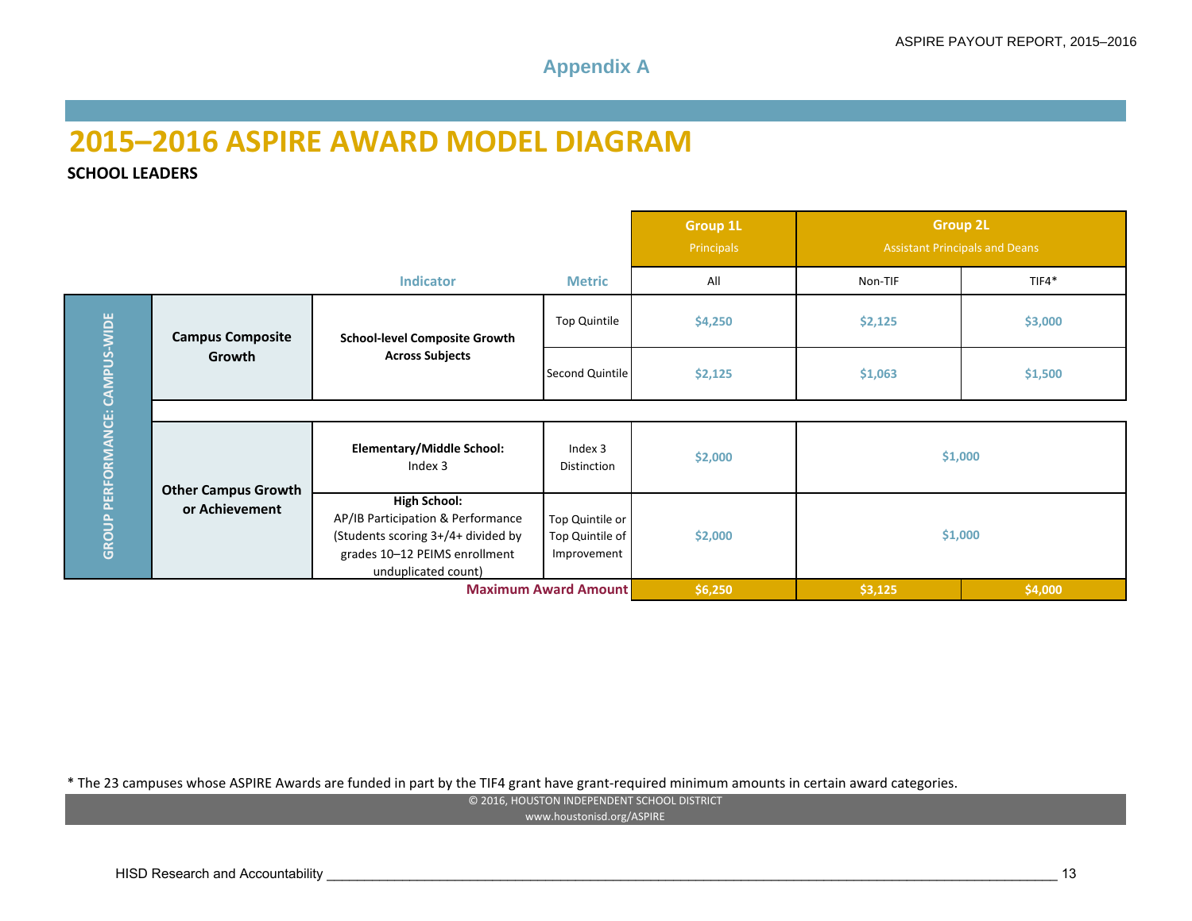## Appendix A

# 2015–2016 ASPIRE AWARD MODEL DIAGRAM

**SCHOOL LEADERS**

| | | Indicator | Metric | Group 1L Principals | Group 2L Assistant Principals and Deans | |
|---|---|---|---|---|---|---|
| | | | | All | Non-TIF | TIF4* |
| GROUP PERFORMANCE: CAMPUS-WIDE | **Campus Composite Growth** | **School-level Composite Growth Across Subjects** | Top Quintile | $4,250 | $2,125 | $3,000 |
| | | | Second Quintile | $2,125 | $1,063 | $1,500 |
| | **Other Campus Growth or Achievement** | **Elementary/Middle School:** Index 3 | Index 3 Distinction | $2,000 | $1,000 | |
| | | **High School:** AP/IB Participation & Performance (Students scoring 3+/4+ divided by grades 10–12 PEIMS enrollment unduplicated count) | Top Quintile or Top Quintile of Improvement | $2,000 | $1,000 | |
| | | | **Maximum Award Amount** | **$6,250** | **$3,125** | **$4,000** |

\* The 23 campuses whose ASPIRE Awards are funded in part by the TIF4 grant have grant-required minimum amounts in certain award categories.

© 2016, HOUSTON INDEPENDENT SCHOOL DISTRICT
www.houstonisd.org/ASPIRE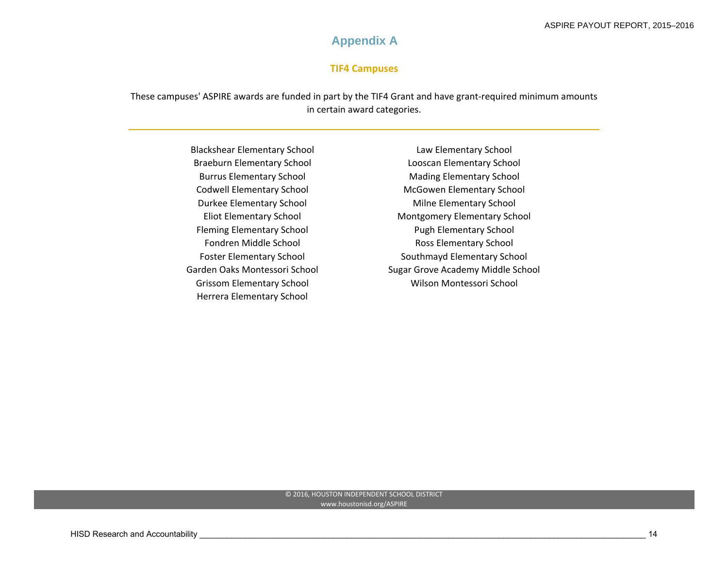# Appendix A

## TIF4 Campuses

These campuses' ASPIRE awards are funded in part by the TIF4 Grant and have grant-required minimum amounts in certain award categories.

Blackshear Elementary School
Braeburn Elementary School
Burrus Elementary School
Codwell Elementary School
Durkee Elementary School
Eliot Elementary School
Fleming Elementary School
Fondren Middle School
Foster Elementary School
Garden Oaks Montessori School
Grissom Elementary School
Herrera Elementary School
Law Elementary School
Looscan Elementary School
Mading Elementary School
McGowen Elementary School
Milne Elementary School
Montgomery Elementary School
Pugh Elementary School
Ross Elementary School
Southmayd Elementary School
Sugar Grove Academy Middle School
Wilson Montessori School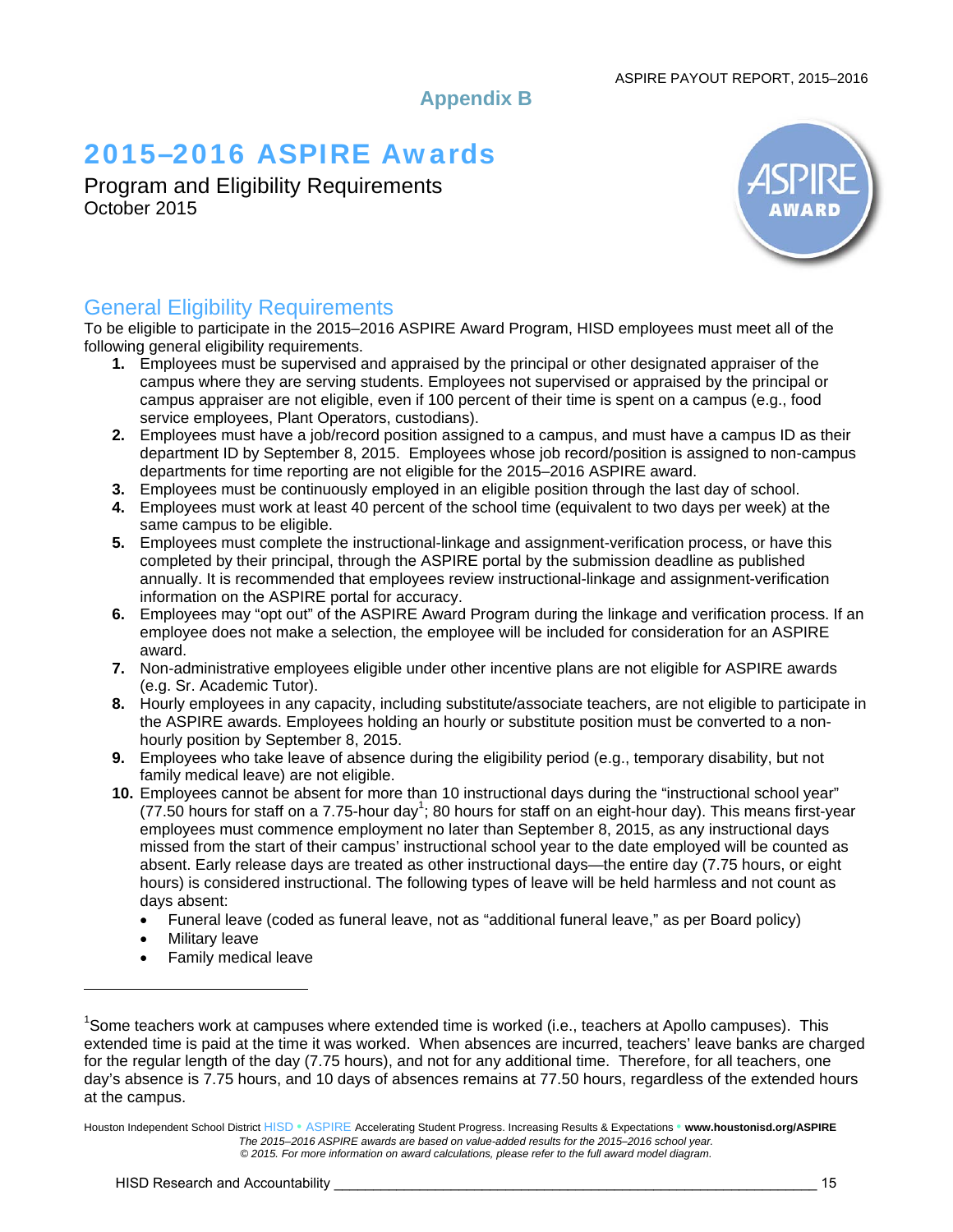## Appendix B

# 2015–2016 ASPIRE Awards

Program and Eligibility Requirements
October 2015

## General Eligibility Requirements

To be eligible to participate in the 2015–2016 ASPIRE Award Program, HISD employees must meet all of the following general eligibility requirements.

1. Employees must be supervised and appraised by the principal or other designated appraiser of the campus where they are serving students. Employees not supervised or appraised by the principal or campus appraiser are not eligible, even if 100 percent of their time is spent on a campus (e.g., food service employees, Plant Operators, custodians).
2. Employees must have a job/record position assigned to a campus, and must have a campus ID as their department ID by September 8, 2015. Employees whose job record/position is assigned to non-campus departments for time reporting are not eligible for the 2015–2016 ASPIRE award.
3. Employees must be continuously employed in an eligible position through the last day of school.
4. Employees must work at least 40 percent of the school time (equivalent to two days per week) at the same campus to be eligible.
5. Employees must complete the instructional-linkage and assignment-verification process, or have this completed by their principal, through the ASPIRE portal by the submission deadline as published annually. It is recommended that employees review instructional-linkage and assignment-verification information on the ASPIRE portal for accuracy.
6. Employees may "opt out" of the ASPIRE Award Program during the linkage and verification process. If an employee does not make a selection, the employee will be included for consideration for an ASPIRE award.
7. Non-administrative employees eligible under other incentive plans are not eligible for ASPIRE awards (e.g. Sr. Academic Tutor).
8. Hourly employees in any capacity, including substitute/associate teachers, are not eligible to participate in the ASPIRE awards. Employees holding an hourly or substitute position must be converted to a non-hourly position by September 8, 2015.
9. Employees who take leave of absence during the eligibility period (e.g., temporary disability, but not family medical leave) are not eligible.
10. Employees cannot be absent for more than 10 instructional days during the "instructional school year" (77.50 hours for staff on a 7.75-hour day[1]; 80 hours for staff on an eight-hour day). This means first-year employees must commence employment no later than September 8, 2015, as any instructional days missed from the start of their campus' instructional school year to the date employed will be counted as absent. Early release days are treated as other instructional days—the entire day (7.75 hours, or eight hours) is considered instructional. The following types of leave will be held harmless and not count as days absent:
    - Funeral leave (coded as funeral leave, not as "additional funeral leave," as per Board policy)
    - Military leave
    - Family medical leave

---

[1]Some teachers work at campuses where extended time is worked (i.e., teachers at Apollo campuses). This extended time is paid at the time it was worked. When absences are incurred, teachers' leave banks are charged for the regular length of the day (7.75 hours), and not for any additional time. Therefore, for all teachers, one day's absence is 7.75 hours, and 10 days of absences remains at 77.50 hours, regardless of the extended hours at the campus.

Houston Independent School District HISD • ASPIRE Accelerating Student Progress. Increasing Results & Expectations • **www.houstonisd.org/ASPIRE**
*The 2015–2016 ASPIRE awards are based on value-added results for the 2015–2016 school year.*
*© 2015. For more information on award calculations, please refer to the full award model diagram.*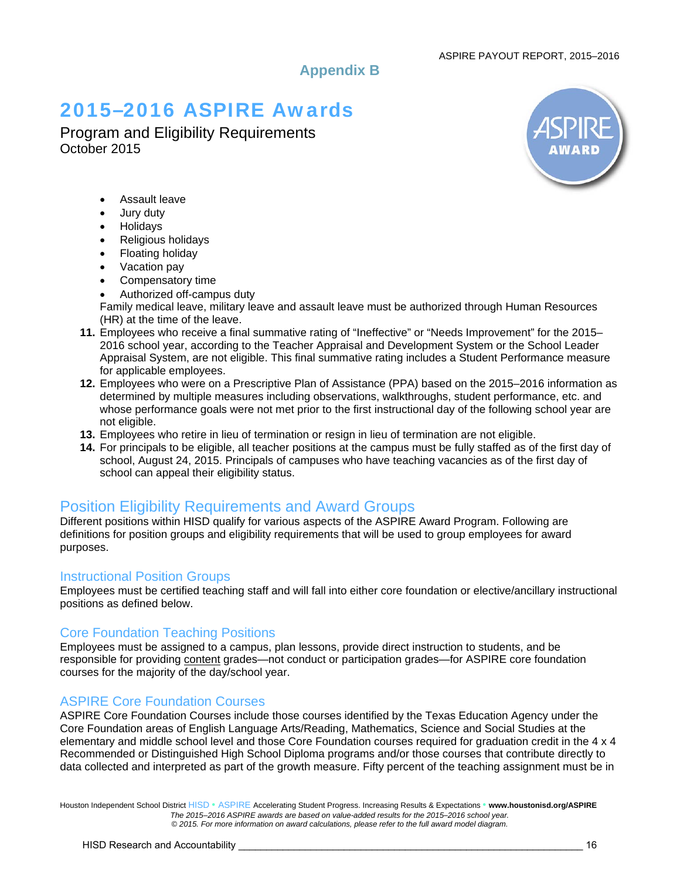## Appendix B

# 2015–2016 ASPIRE Awards

Program and Eligibility Requirements
October 2015

- Assault leave
- Jury duty
- Holidays
- Religious holidays
- Floating holiday
- Vacation pay
- Compensatory time
- Authorized off-campus duty

Family medical leave, military leave and assault leave must be authorized through Human Resources (HR) at the time of the leave.

11. Employees who receive a final summative rating of "Ineffective" or "Needs Improvement" for the 2015–2016 school year, according to the Teacher Appraisal and Development System or the School Leader Appraisal System, are not eligible. This final summative rating includes a Student Performance measure for applicable employees.
12. Employees who were on a Prescriptive Plan of Assistance (PPA) based on the 2015–2016 information as determined by multiple measures including observations, walkthroughs, student performance, etc. and whose performance goals were not met prior to the first instructional day of the following school year are not eligible.
13. Employees who retire in lieu of termination or resign in lieu of termination are not eligible.
14. For principals to be eligible, all teacher positions at the campus must be fully staffed as of the first day of school, August 24, 2015. Principals of campuses who have teaching vacancies as of the first day of school can appeal their eligibility status.

## Position Eligibility Requirements and Award Groups

Different positions within HISD qualify for various aspects of the ASPIRE Award Program. Following are definitions for position groups and eligibility requirements that will be used to group employees for award purposes.

### Instructional Position Groups

Employees must be certified teaching staff and will fall into either core foundation or elective/ancillary instructional positions as defined below.

### Core Foundation Teaching Positions

Employees must be assigned to a campus, plan lessons, provide direct instruction to students, and be responsible for providing content grades—not conduct or participation grades—for ASPIRE core foundation courses for the majority of the day/school year.

### ASPIRE Core Foundation Courses

ASPIRE Core Foundation Courses include those courses identified by the Texas Education Agency under the Core Foundation areas of English Language Arts/Reading, Mathematics, Science and Social Studies at the elementary and middle school level and those Core Foundation courses required for graduation credit in the 4 x 4 Recommended or Distinguished High School Diploma programs and/or those courses that contribute directly to data collected and interpreted as part of the growth measure. Fifty percent of the teaching assignment must be in

Houston Independent School District HISD • ASPIRE Accelerating Student Progress. Increasing Results & Expectations • **www.houstonisd.org/ASPIRE**

*The 2015–2016 ASPIRE awards are based on value-added results for the 2015–2016 school year.*
*© 2015. For more information on award calculations, please refer to the full award model diagram.*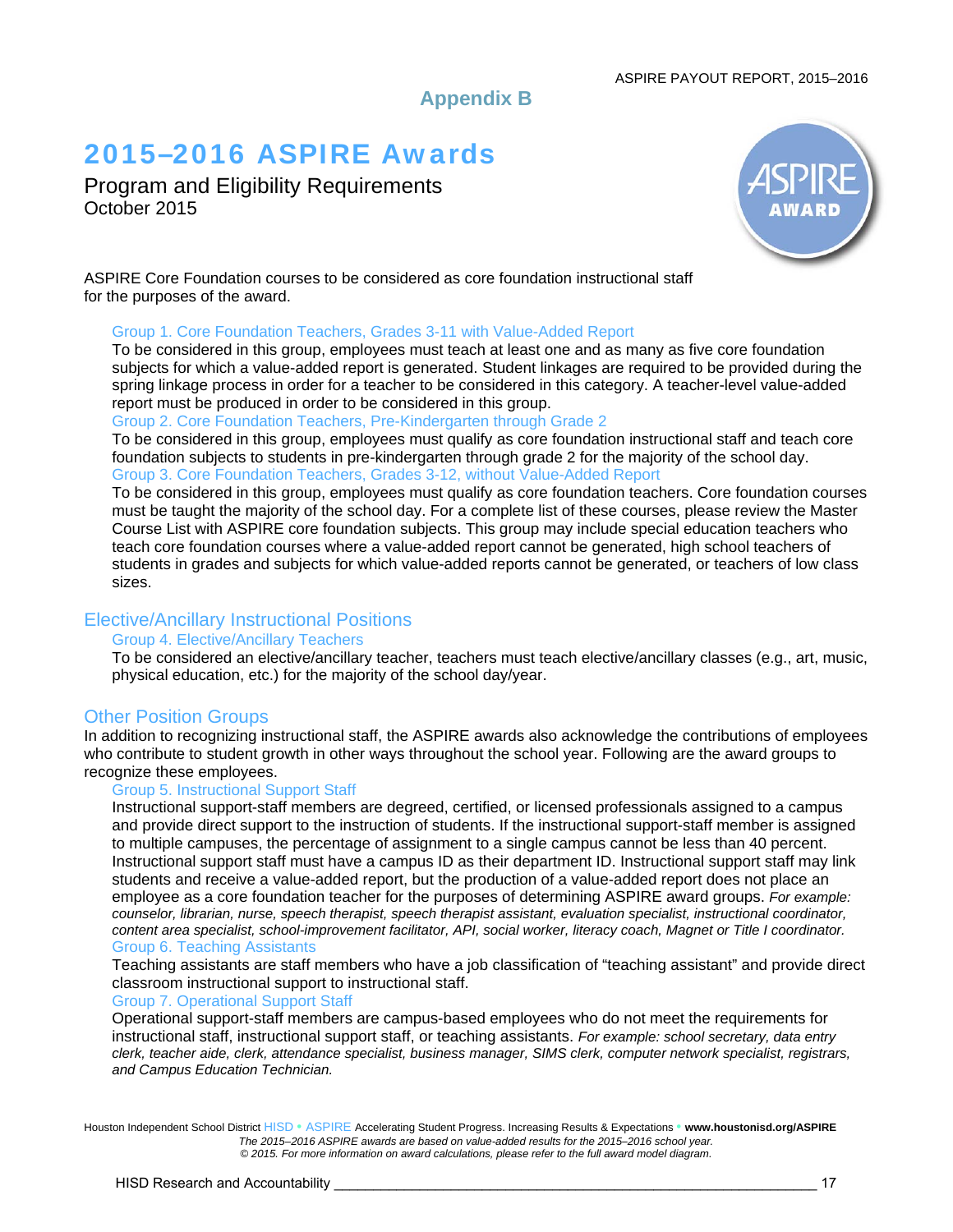# Appendix B

## 2015–2016 ASPIRE Awards

Program and Eligibility Requirements
October 2015

ASPIRE Core Foundation courses to be considered as core foundation instructional staff for the purposes of the award.

#### Group 1. Core Foundation Teachers, Grades 3-11 with Value-Added Report

To be considered in this group, employees must teach at least one and as many as five core foundation subjects for which a value-added report is generated. Student linkages are required to be provided during the spring linkage process in order for a teacher to be considered in this category. A teacher-level value-added report must be produced in order to be considered in this group.

#### Group 2. Core Foundation Teachers, Pre-Kindergarten through Grade 2

To be considered in this group, employees must qualify as core foundation instructional staff and teach core foundation subjects to students in pre-kindergarten through grade 2 for the majority of the school day.

#### Group 3. Core Foundation Teachers, Grades 3-12, without Value-Added Report

To be considered in this group, employees must qualify as core foundation teachers. Core foundation courses must be taught the majority of the school day. For a complete list of these courses, please review the Master Course List with ASPIRE core foundation subjects. This group may include special education teachers who teach core foundation courses where a value-added report cannot be generated, high school teachers of students in grades and subjects for which value-added reports cannot be generated, or teachers of low class sizes.

### Elective/Ancillary Instructional Positions

#### Group 4. Elective/Ancillary Teachers

To be considered an elective/ancillary teacher, teachers must teach elective/ancillary classes (e.g., art, music, physical education, etc.) for the majority of the school day/year.

### Other Position Groups

In addition to recognizing instructional staff, the ASPIRE awards also acknowledge the contributions of employees who contribute to student growth in other ways throughout the school year. Following are the award groups to recognize these employees.

#### Group 5. Instructional Support Staff

Instructional support-staff members are degreed, certified, or licensed professionals assigned to a campus and provide direct support to the instruction of students. If the instructional support-staff member is assigned to multiple campuses, the percentage of assignment to a single campus cannot be less than 40 percent. Instructional support staff must have a campus ID as their department ID. Instructional support staff may link students and receive a value-added report, but the production of a value-added report does not place an employee as a core foundation teacher for the purposes of determining ASPIRE award groups. *For example: counselor, librarian, nurse, speech therapist, speech therapist assistant, evaluation specialist, instructional coordinator, content area specialist, school-improvement facilitator, API, social worker, literacy coach, Magnet or Title I coordinator.*

#### Group 6. Teaching Assistants

Teaching assistants are staff members who have a job classification of "teaching assistant" and provide direct classroom instructional support to instructional staff.

#### Group 7. Operational Support Staff

Operational support-staff members are campus-based employees who do not meet the requirements for instructional staff, instructional support staff, or teaching assistants. *For example: school secretary, data entry clerk, teacher aide, clerk, attendance specialist, business manager, SIMS clerk, computer network specialist, registrars, and Campus Education Technician.*

Houston Independent School District HISD • ASPIRE Accelerating Student Progress. Increasing Results & Expectations • **www.houstonisd.org/ASPIRE**
*The 2015–2016 ASPIRE awards are based on value-added results for the 2015–2016 school year.*
*© 2015. For more information on award calculations, please refer to the full award model diagram.*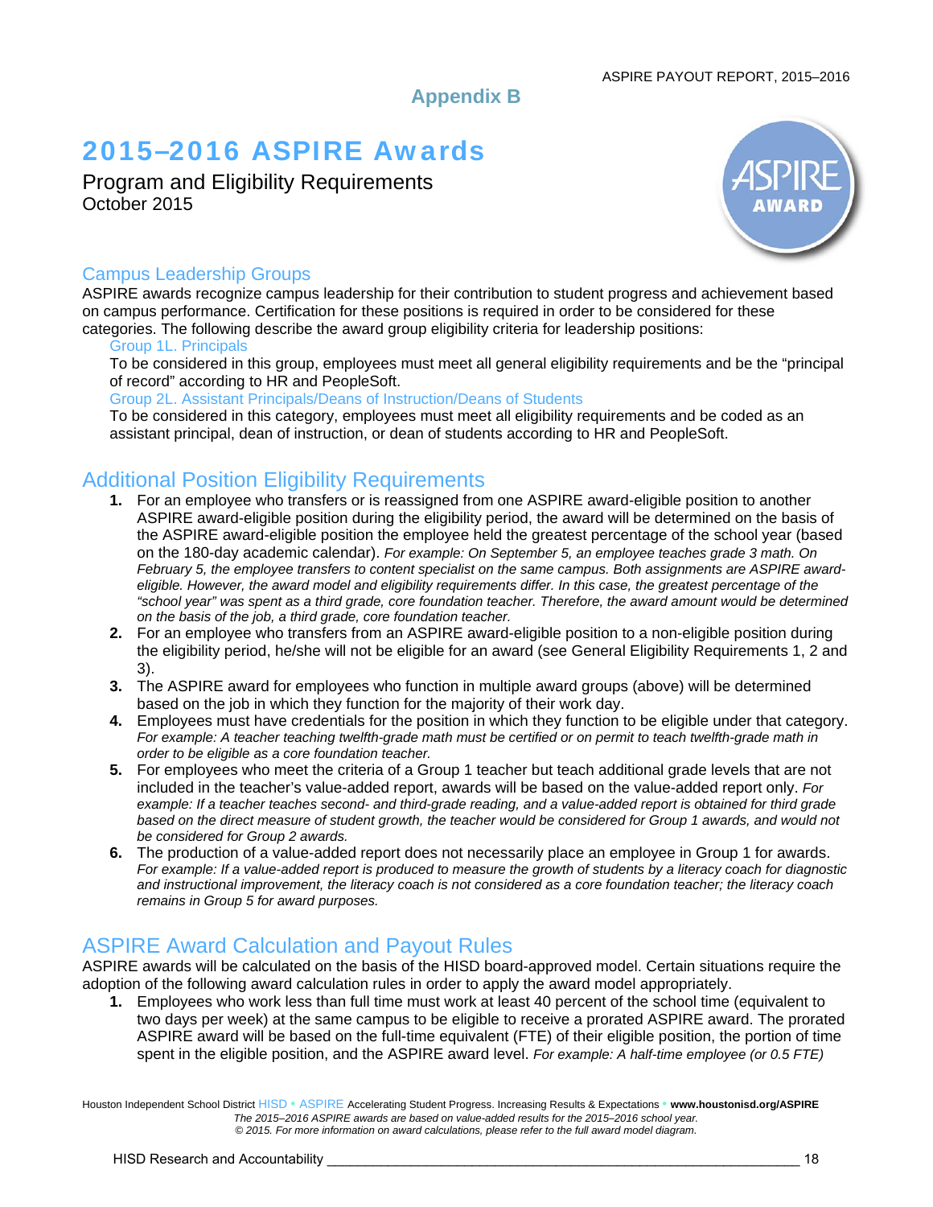## Appendix B

# 2015–2016 ASPIRE Awards

Program and Eligibility Requirements
October 2015

### Campus Leadership Groups

ASPIRE awards recognize campus leadership for their contribution to student progress and achievement based on campus performance. Certification for these positions is required in order to be considered for these categories. The following describe the award group eligibility criteria for leadership positions:

#### Group 1L. Principals

To be considered in this group, employees must meet all general eligibility requirements and be the "principal of record" according to HR and PeopleSoft.

#### Group 2L. Assistant Principals/Deans of Instruction/Deans of Students

To be considered in this category, employees must meet all eligibility requirements and be coded as an assistant principal, dean of instruction, or dean of students according to HR and PeopleSoft.

### Additional Position Eligibility Requirements

1. For an employee who transfers or is reassigned from one ASPIRE award-eligible position to another ASPIRE award-eligible position during the eligibility period, the award will be determined on the basis of the ASPIRE award-eligible position the employee held the greatest percentage of the school year (based on the 180-day academic calendar). *For example: On September 5, an employee teaches grade 3 math. On February 5, the employee transfers to content specialist on the same campus. Both assignments are ASPIRE award-eligible. However, the award model and eligibility requirements differ. In this case, the greatest percentage of the "school year" was spent as a third grade, core foundation teacher. Therefore, the award amount would be determined on the basis of the job, a third grade, core foundation teacher.*
2. For an employee who transfers from an ASPIRE award-eligible position to a non-eligible position during the eligibility period, he/she will not be eligible for an award (see General Eligibility Requirements 1, 2 and 3).
3. The ASPIRE award for employees who function in multiple award groups (above) will be determined based on the job in which they function for the majority of their work day.
4. Employees must have credentials for the position in which they function to be eligible under that category. *For example: A teacher teaching twelfth-grade math must be certified or on permit to teach twelfth-grade math in order to be eligible as a core foundation teacher.*
5. For employees who meet the criteria of a Group 1 teacher but teach additional grade levels that are not included in the teacher's value-added report, awards will be based on the value-added report only. *For example: If a teacher teaches second- and third-grade reading, and a value-added report is obtained for third grade based on the direct measure of student growth, the teacher would be considered for Group 1 awards, and would not be considered for Group 2 awards.*
6. The production of a value-added report does not necessarily place an employee in Group 1 for awards. *For example: If a value-added report is produced to measure the growth of students by a literacy coach for diagnostic and instructional improvement, the literacy coach is not considered as a core foundation teacher; the literacy coach remains in Group 5 for award purposes.*

### ASPIRE Award Calculation and Payout Rules

ASPIRE awards will be calculated on the basis of the HISD board-approved model. Certain situations require the adoption of the following award calculation rules in order to apply the award model appropriately.

1. Employees who work less than full time must work at least 40 percent of the school time (equivalent to two days per week) at the same campus to be eligible to receive a prorated ASPIRE award. The prorated ASPIRE award will be based on the full-time equivalent (FTE) of their eligible position, the portion of time spent in the eligible position, and the ASPIRE award level. *For example: A half-time employee (or 0.5 FTE)*

Houston Independent School District HISD • ASPIRE Accelerating Student Progress. Increasing Results & Expectations • www.houstonisd.org/ASPIRE
*The 2015–2016 ASPIRE awards are based on value-added results for the 2015–2016 school year.*
*© 2015. For more information on award calculations, please refer to the full award model diagram.*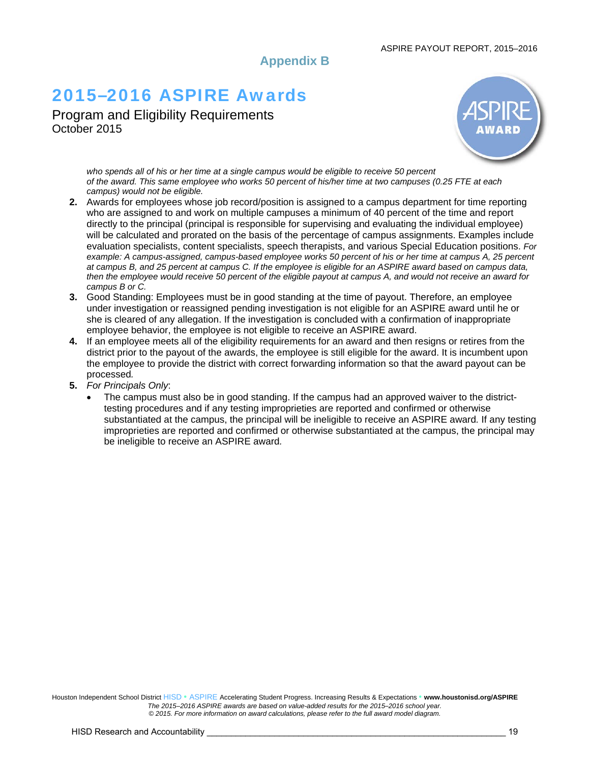# Appendix B

## 2015–2016 ASPIRE Awards

Program and Eligibility Requirements
October 2015

*who spends all of his or her time at a single campus would be eligible to receive 50 percent of the award. This same employee who works 50 percent of his/her time at two campuses (0.25 FTE at each campus) would not be eligible.*

2. Awards for employees whose job record/position is assigned to a campus department for time reporting who are assigned to and work on multiple campuses a minimum of 40 percent of the time and report directly to the principal (principal is responsible for supervising and evaluating the individual employee) will be calculated and prorated on the basis of the percentage of campus assignments. Examples include evaluation specialists, content specialists, speech therapists, and various Special Education positions. *For example: A campus-assigned, campus-based employee works 50 percent of his or her time at campus A, 25 percent at campus B, and 25 percent at campus C. If the employee is eligible for an ASPIRE award based on campus data, then the employee would receive 50 percent of the eligible payout at campus A, and would not receive an award for campus B or C.*
3. Good Standing: Employees must be in good standing at the time of payout. Therefore, an employee under investigation or reassigned pending investigation is not eligible for an ASPIRE award until he or she is cleared of any allegation. If the investigation is concluded with a confirmation of inappropriate employee behavior, the employee is not eligible to receive an ASPIRE award.
4. If an employee meets all of the eligibility requirements for an award and then resigns or retires from the district prior to the payout of the awards, the employee is still eligible for the award. It is incumbent upon the employee to provide the district with correct forwarding information so that the award payout can be processed*.*
5. *For Principals Only*:
   - The campus must also be in good standing. If the campus had an approved waiver to the district-testing procedures and if any testing improprieties are reported and confirmed or otherwise substantiated at the campus, the principal will be ineligible to receive an ASPIRE award*.* If any testing improprieties are reported and confirmed or otherwise substantiated at the campus, the principal may be ineligible to receive an ASPIRE award*.*

Houston Independent School District HISD • ASPIRE Accelerating Student Progress. Increasing Results & Expectations • **www.houstonisd.org/ASPIRE**
*The 2015–2016 ASPIRE awards are based on value-added results for the 2015–2016 school year.*
*© 2015. For more information on award calculations, please refer to the full award model diagram.*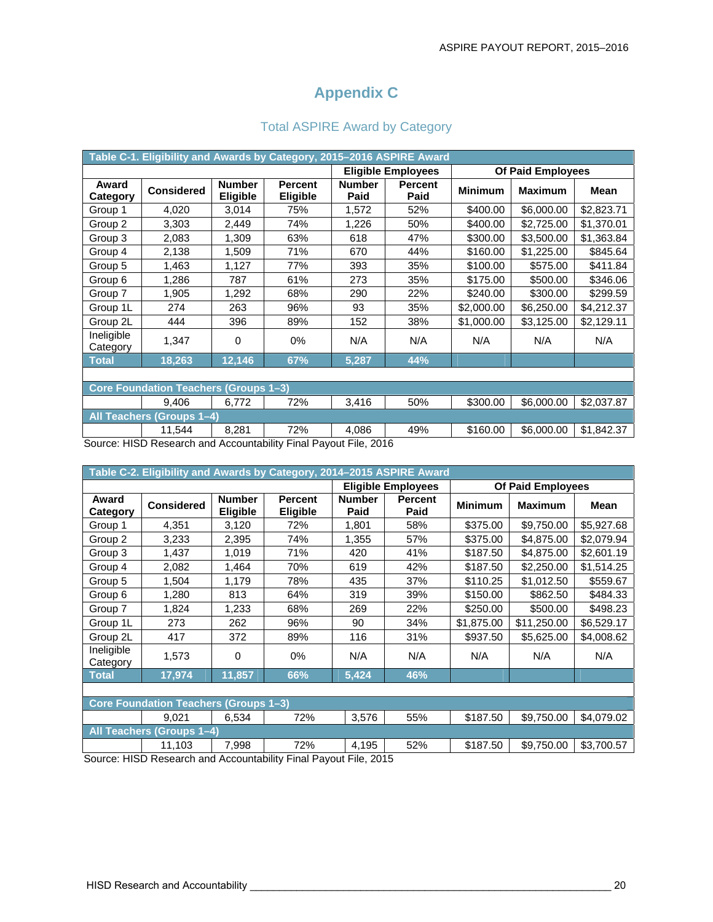# Appendix C

## Total ASPIRE Award by Category

| Table C-1. Eligibility and Awards by Category, 2015–2016 ASPIRE Award | | | | | | | | |
|---|---|---|---|---|---|---|---|---|
| | | | | Eligible Employees | | Of Paid Employees | | |
| Award Category | Considered | Number Eligible | Percent Eligible | Number Paid | Percent Paid | Minimum | Maximum | Mean |
| Group 1 | 4,020 | 3,014 | 75% | 1,572 | 52% | $400.00 | $6,000.00 | $2,823.71 |
| Group 2 | 3,303 | 2,449 | 74% | 1,226 | 50% | $400.00 | $2,725.00 | $1,370.01 |
| Group 3 | 2,083 | 1,309 | 63% | 618 | 47% | $300.00 | $3,500.00 | $1,363.84 |
| Group 4 | 2,138 | 1,509 | 71% | 670 | 44% | $160.00 | $1,225.00 | $845.64 |
| Group 5 | 1,463 | 1,127 | 77% | 393 | 35% | $100.00 | $575.00 | $411.84 |
| Group 6 | 1,286 | 787 | 61% | 273 | 35% | $175.00 | $500.00 | $346.06 |
| Group 7 | 1,905 | 1,292 | 68% | 290 | 22% | $240.00 | $300.00 | $299.59 |
| Group 1L | 274 | 263 | 96% | 93 | 35% | $2,000.00 | $6,250.00 | $4,212.37 |
| Group 2L | 444 | 396 | 89% | 152 | 38% | $1,000.00 | $3,125.00 | $2,129.11 |
| Ineligible Category | 1,347 | 0 | 0% | N/A | N/A | N/A | N/A | N/A |
| **Total** | **18,263** | **12,146** | **67%** | **5,287** | **44%** | | | |
| | | | | | | | | |
| **Core Foundation Teachers (Groups 1–3)** | | | | | | | | |
| | 9,406 | 6,772 | 72% | 3,416 | 50% | $300.00 | $6,000.00 | $2,037.87 |
| **All Teachers (Groups 1–4)** | | | | | | | | |
| | 11,544 | 8,281 | 72% | 4,086 | 49% | $160.00 | $6,000.00 | $1,842.37 |

Source: HISD Research and Accountability Final Payout File, 2016

| Table C-2. Eligibility and Awards by Category, 2014–2015 ASPIRE Award | | | | | | | | |
|---|---|---|---|---|---|---|---|---|
| | | | | Eligible Employees | | Of Paid Employees | | |
| Award Category | Considered | Number Eligible | Percent Eligible | Number Paid | Percent Paid | Minimum | Maximum | Mean |
| Group 1 | 4,351 | 3,120 | 72% | 1,801 | 58% | $375.00 | $9,750.00 | $5,927.68 |
| Group 2 | 3,233 | 2,395 | 74% | 1,355 | 57% | $375.00 | $4,875.00 | $2,079.94 |
| Group 3 | 1,437 | 1,019 | 71% | 420 | 41% | $187.50 | $4,875.00 | $2,601.19 |
| Group 4 | 2,082 | 1,464 | 70% | 619 | 42% | $187.50 | $2,250.00 | $1,514.25 |
| Group 5 | 1,504 | 1,179 | 78% | 435 | 37% | $110.25 | $1,012.50 | $559.67 |
| Group 6 | 1,280 | 813 | 64% | 319 | 39% | $150.00 | $862.50 | $484.33 |
| Group 7 | 1,824 | 1,233 | 68% | 269 | 22% | $250.00 | $500.00 | $498.23 |
| Group 1L | 273 | 262 | 96% | 90 | 34% | $1,875.00 | $11,250.00 | $6,529.17 |
| Group 2L | 417 | 372 | 89% | 116 | 31% | $937.50 | $5,625.00 | $4,008.62 |
| Ineligible Category | 1,573 | 0 | 0% | N/A | N/A | N/A | N/A | N/A |
| **Total** | **17,974** | **11,857** | **66%** | **5,424** | **46%** | | | |
| | | | | | | | | |
| **Core Foundation Teachers (Groups 1–3)** | | | | | | | | |
| | 9,021 | 6,534 | 72% | 3,576 | 55% | $187.50 | $9,750.00 | $4,079.02 |
| **All Teachers (Groups 1–4)** | | | | | | | | |
| | 11,103 | 7,998 | 72% | 4,195 | 52% | $187.50 | $9,750.00 | $3,700.57 |

Source: HISD Research and Accountability Final Payout File, 2015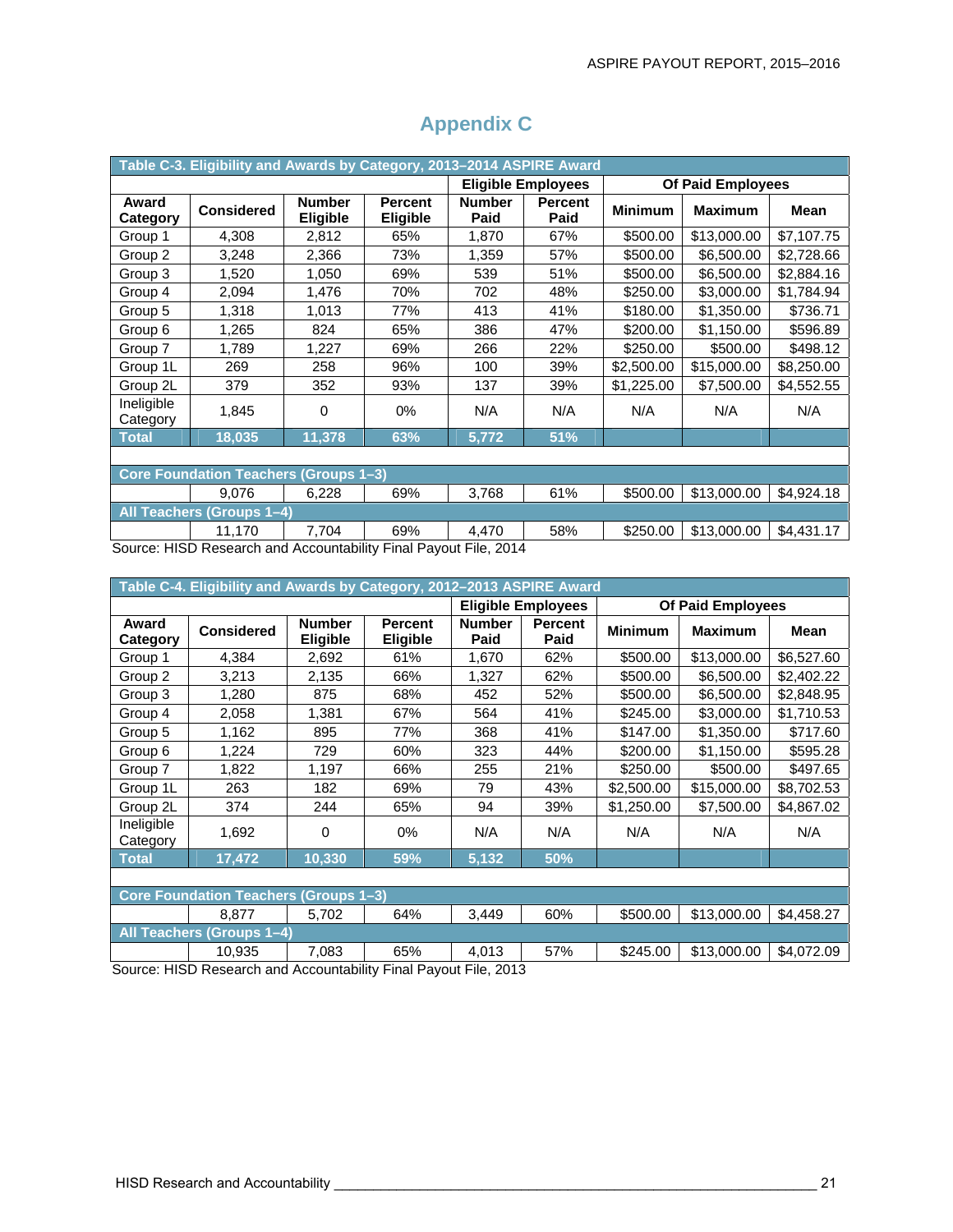# Appendix C

| Table C-3. Eligibility and Awards by Category, 2013–2014 ASPIRE Award | | | | | | | | |
|---|---|---|---|---|---|---|---|---|
| | | | | Eligible Employees | | Of Paid Employees | | |
| Award Category | Considered | Number Eligible | Percent Eligible | Number Paid | Percent Paid | Minimum | Maximum | Mean |
| Group 1 | 4,308 | 2,812 | 65% | 1,870 | 67% | $500.00 | $13,000.00 | $7,107.75 |
| Group 2 | 3,248 | 2,366 | 73% | 1,359 | 57% | $500.00 | $6,500.00 | $2,728.66 |
| Group 3 | 1,520 | 1,050 | 69% | 539 | 51% | $500.00 | $6,500.00 | $2,884.16 |
| Group 4 | 2,094 | 1,476 | 70% | 702 | 48% | $250.00 | $3,000.00 | $1,784.94 |
| Group 5 | 1,318 | 1,013 | 77% | 413 | 41% | $180.00 | $1,350.00 | $736.71 |
| Group 6 | 1,265 | 824 | 65% | 386 | 47% | $200.00 | $1,150.00 | $596.89 |
| Group 7 | 1,789 | 1,227 | 69% | 266 | 22% | $250.00 | $500.00 | $498.12 |
| Group 1L | 269 | 258 | 96% | 100 | 39% | $2,500.00 | $15,000.00 | $8,250.00 |
| Group 2L | 379 | 352 | 93% | 137 | 39% | $1,225.00 | $7,500.00 | $4,552.55 |
| Ineligible Category | 1,845 | 0 | 0% | N/A | N/A | N/A | N/A | N/A |
| **Total** | **18,035** | **11,378** | **63%** | **5,772** | **51%** | | | |
| **Core Foundation Teachers (Groups 1–3)** | | | | | | | | |
| | 9,076 | 6,228 | 69% | 3,768 | 61% | $500.00 | $13,000.00 | $4,924.18 |
| **All Teachers (Groups 1–4)** | | | | | | | | |
| | 11,170 | 7,704 | 69% | 4,470 | 58% | $250.00 | $13,000.00 | $4,431.17 |

Source: HISD Research and Accountability Final Payout File, 2014

| Table C-4. Eligibility and Awards by Category, 2012–2013 ASPIRE Award | | | | | | | | |
|---|---|---|---|---|---|---|---|---|
| | | | | Eligible Employees | | Of Paid Employees | | |
| Award Category | Considered | Number Eligible | Percent Eligible | Number Paid | Percent Paid | Minimum | Maximum | Mean |
| Group 1 | 4,384 | 2,692 | 61% | 1,670 | 62% | $500.00 | $13,000.00 | $6,527.60 |
| Group 2 | 3,213 | 2,135 | 66% | 1,327 | 62% | $500.00 | $6,500.00 | $2,402.22 |
| Group 3 | 1,280 | 875 | 68% | 452 | 52% | $500.00 | $6,500.00 | $2,848.95 |
| Group 4 | 2,058 | 1,381 | 67% | 564 | 41% | $245.00 | $3,000.00 | $1,710.53 |
| Group 5 | 1,162 | 895 | 77% | 368 | 41% | $147.00 | $1,350.00 | $717.60 |
| Group 6 | 1,224 | 729 | 60% | 323 | 44% | $200.00 | $1,150.00 | $595.28 |
| Group 7 | 1,822 | 1,197 | 66% | 255 | 21% | $250.00 | $500.00 | $497.65 |
| Group 1L | 263 | 182 | 69% | 79 | 43% | $2,500.00 | $15,000.00 | $8,702.53 |
| Group 2L | 374 | 244 | 65% | 94 | 39% | $1,250.00 | $7,500.00 | $4,867.02 |
| Ineligible Category | 1,692 | 0 | 0% | N/A | N/A | N/A | N/A | N/A |
| **Total** | **17,472** | **10,330** | **59%** | **5,132** | **50%** | | | |
| **Core Foundation Teachers (Groups 1–3)** | | | | | | | | |
| | 8,877 | 5,702 | 64% | 3,449 | 60% | $500.00 | $13,000.00 | $4,458.27 |
| **All Teachers (Groups 1–4)** | | | | | | | | |
| | 10,935 | 7,083 | 65% | 4,013 | 57% | $245.00 | $13,000.00 | $4,072.09 |

Source: HISD Research and Accountability Final Payout File, 2013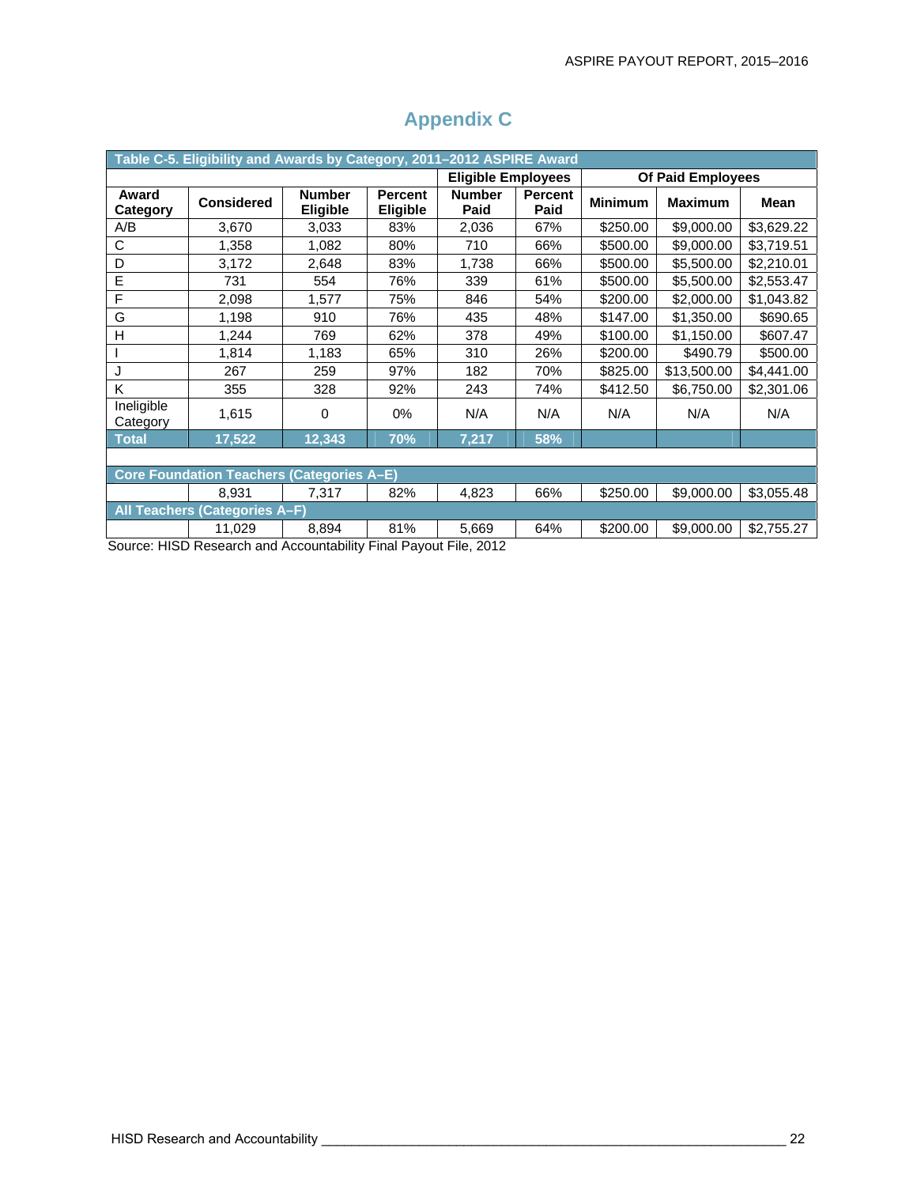# Appendix C

**Table C-5. Eligibility and Awards by Category, 2011–2012 ASPIRE Award**

| | | | | Eligible Employees | | Of Paid Employees | | |
|---|---|---|---|---|---|---|---|---|
| **Award Category** | **Considered** | **Number Eligible** | **Percent Eligible** | **Number Paid** | **Percent Paid** | **Minimum** | **Maximum** | **Mean** |
| A/B | 3,670 | 3,033 | 83% | 2,036 | 67% | $250.00 | $9,000.00 | $3,629.22 |
| C | 1,358 | 1,082 | 80% | 710 | 66% | $500.00 | $9,000.00 | $3,719.51 |
| D | 3,172 | 2,648 | 83% | 1,738 | 66% | $500.00 | $5,500.00 | $2,210.01 |
| E | 731 | 554 | 76% | 339 | 61% | $500.00 | $5,500.00 | $2,553.47 |
| F | 2,098 | 1,577 | 75% | 846 | 54% | $200.00 | $2,000.00 | $1,043.82 |
| G | 1,198 | 910 | 76% | 435 | 48% | $147.00 | $1,350.00 | $690.65 |
| H | 1,244 | 769 | 62% | 378 | 49% | $100.00 | $1,150.00 | $607.47 |
| I | 1,814 | 1,183 | 65% | 310 | 26% | $200.00 | $490.79 | $500.00 |
| J | 267 | 259 | 97% | 182 | 70% | $825.00 | $13,500.00 | $4,441.00 |
| K | 355 | 328 | 92% | 243 | 74% | $412.50 | $6,750.00 | $2,301.06 |
| Ineligible Category | 1,615 | 0 | 0% | N/A | N/A | N/A | N/A | N/A |
| **Total** | **17,522** | **12,343** | **70%** | **7,217** | **58%** | | | |
| **Core Foundation Teachers (Categories A–E)** | | | | | | | | |
| | 8,931 | 7,317 | 82% | 4,823 | 66% | $250.00 | $9,000.00 | $3,055.48 |
| **All Teachers (Categories A–F)** | | | | | | | | |
| | 11,029 | 8,894 | 81% | 5,669 | 64% | $200.00 | $9,000.00 | $2,755.27 |

Source: HISD Research and Accountability Final Payout File, 2012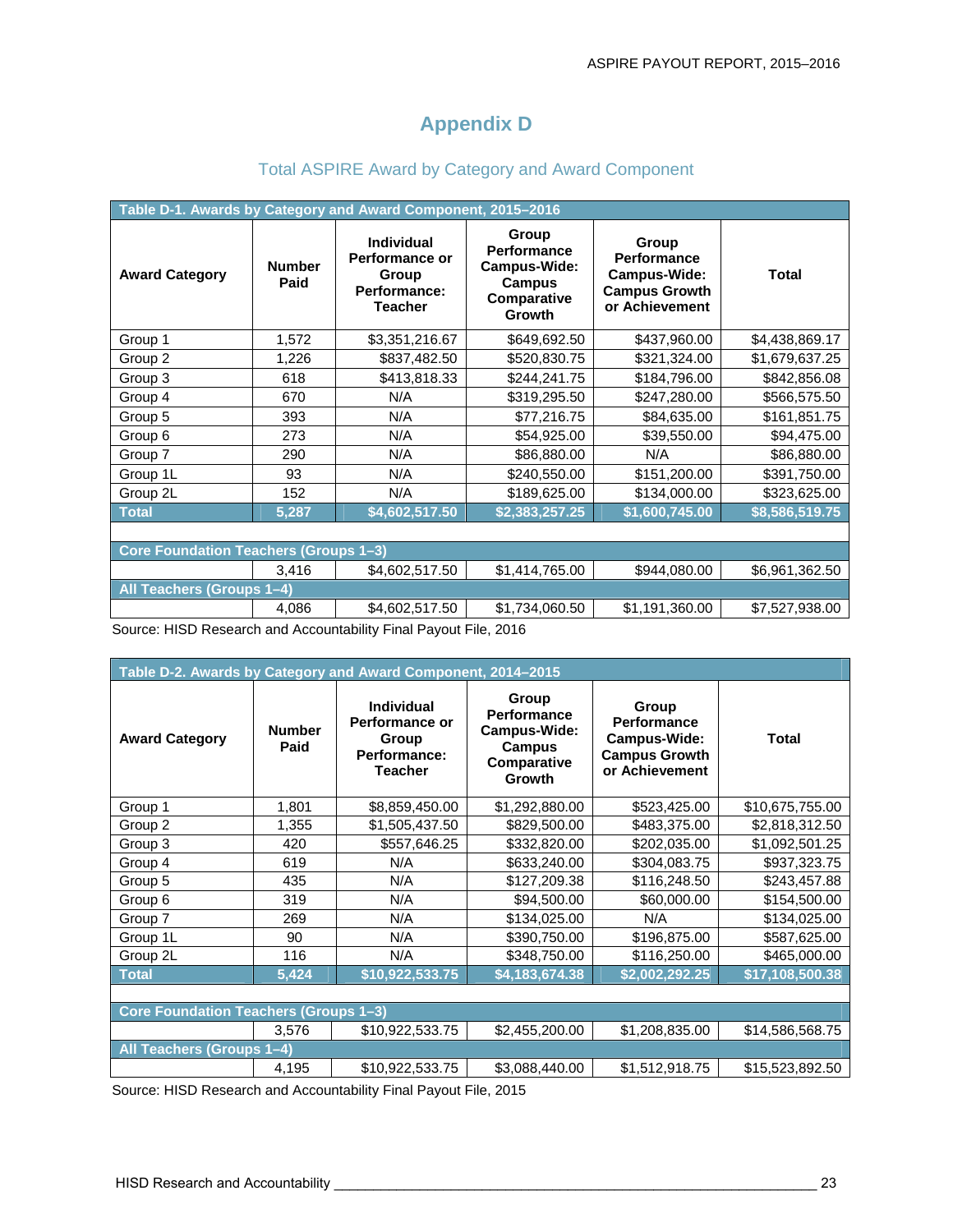# Appendix D

## Total ASPIRE Award by Category and Award Component

| Table D-1. Awards by Category and Award Component, 2015–2016 | | | | | |
|---|---|---|---|---|---|
| **Award Category** | **Number Paid** | **Individual Performance or Group Performance: Teacher** | **Group Performance Campus-Wide: Campus Comparative Growth** | **Group Performance Campus-Wide: Campus Growth or Achievement** | **Total** |
| Group 1 | 1,572 | $3,351,216.67 | $649,692.50 | $437,960.00 | $4,438,869.17 |
| Group 2 | 1,226 | $837,482.50 | $520,830.75 | $321,324.00 | $1,679,637.25 |
| Group 3 | 618 | $413,818.33 | $244,241.75 | $184,796.00 | $842,856.08 |
| Group 4 | 670 | N/A | $319,295.50 | $247,280.00 | $566,575.50 |
| Group 5 | 393 | N/A | $77,216.75 | $84,635.00 | $161,851.75 |
| Group 6 | 273 | N/A | $54,925.00 | $39,550.00 | $94,475.00 |
| Group 7 | 290 | N/A | $86,880.00 | N/A | $86,880.00 |
| Group 1L | 93 | N/A | $240,550.00 | $151,200.00 | $391,750.00 |
| Group 2L | 152 | N/A | $189,625.00 | $134,000.00 | $323,625.00 |
| **Total** | **5,287** | **$4,602,517.50** | **$2,383,257.25** | **$1,600,745.00** | **$8,586,519.75** |
| | | | | | |
| **Core Foundation Teachers (Groups 1–3)** | | | | | |
| | 3,416 | $4,602,517.50 | $1,414,765.00 | $944,080.00 | $6,961,362.50 |
| **All Teachers (Groups 1–4)** | | | | | |
| | 4,086 | $4,602,517.50 | $1,734,060.50 | $1,191,360.00 | $7,527,938.00 |

Source: HISD Research and Accountability Final Payout File, 2016

| Table D-2. Awards by Category and Award Component, 2014–2015 | | | | | |
|---|---|---|---|---|---|
| **Award Category** | **Number Paid** | **Individual Performance or Group Performance: Teacher** | **Group Performance Campus-Wide: Campus Comparative Growth** | **Group Performance Campus-Wide: Campus Growth or Achievement** | **Total** |
| Group 1 | 1,801 | $8,859,450.00 | $1,292,880.00 | $523,425.00 | $10,675,755.00 |
| Group 2 | 1,355 | $1,505,437.50 | $829,500.00 | $483,375.00 | $2,818,312.50 |
| Group 3 | 420 | $557,646.25 | $332,820.00 | $202,035.00 | $1,092,501.25 |
| Group 4 | 619 | N/A | $633,240.00 | $304,083.75 | $937,323.75 |
| Group 5 | 435 | N/A | $127,209.38 | $116,248.50 | $243,457.88 |
| Group 6 | 319 | N/A | $94,500.00 | $60,000.00 | $154,500.00 |
| Group 7 | 269 | N/A | $134,025.00 | N/A | $134,025.00 |
| Group 1L | 90 | N/A | $390,750.00 | $196,875.00 | $587,625.00 |
| Group 2L | 116 | N/A | $348,750.00 | $116,250.00 | $465,000.00 |
| **Total** | **5,424** | **$10,922,533.75** | **$4,183,674.38** | **$2,002,292.25** | **$17,108,500.38** |
| | | | | | |
| **Core Foundation Teachers (Groups 1–3)** | | | | | |
| | 3,576 | $10,922,533.75 | $2,455,200.00 | $1,208,835.00 | $14,586,568.75 |
| **All Teachers (Groups 1–4)** | | | | | |
| | 4,195 | $10,922,533.75 | $3,088,440.00 | $1,512,918.75 | $15,523,892.50 |

Source: HISD Research and Accountability Final Payout File, 2015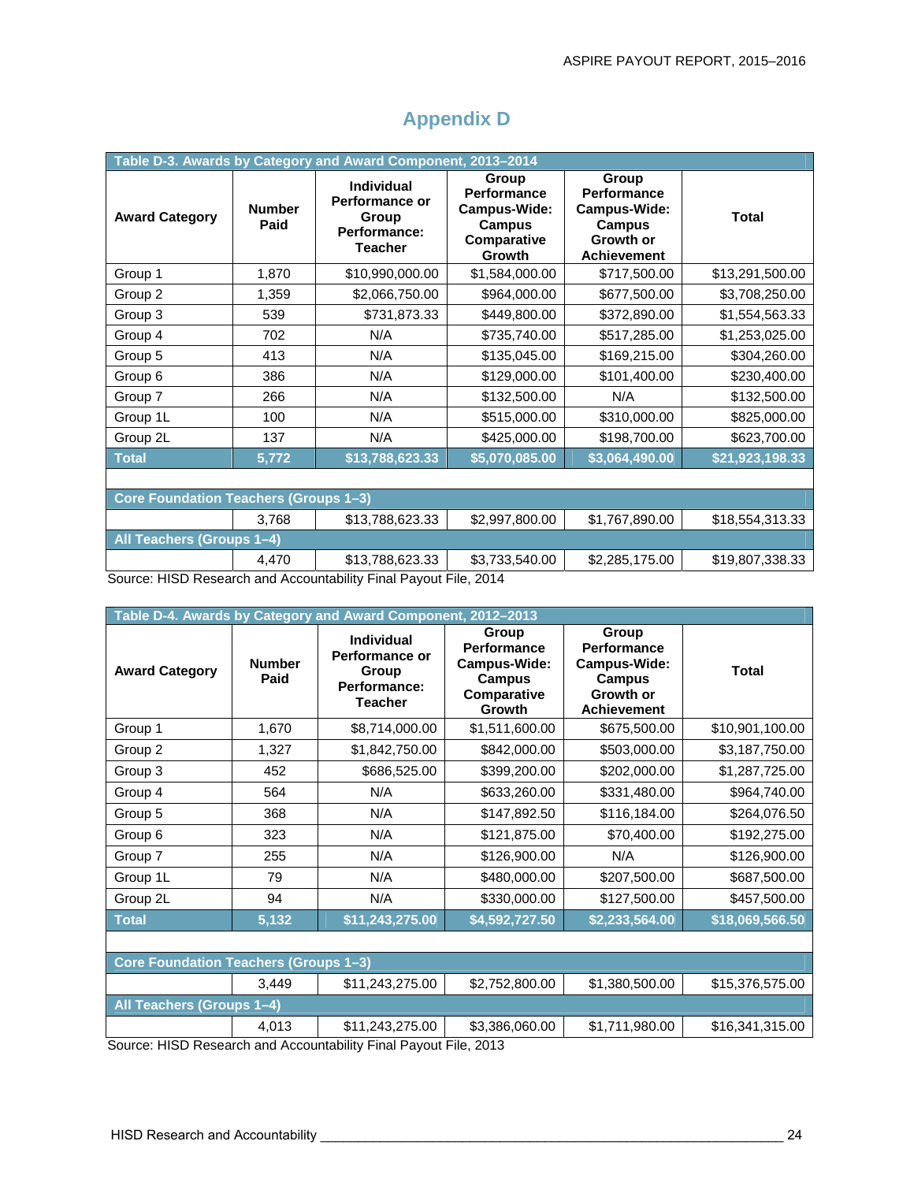# Appendix D

| Table D-3. Awards by Category and Award Component, 2013–2014 | | | | | |
|---|---|---|---|---|---|
| **Award Category** | **Number Paid** | **Individual Performance or Group Performance: Teacher** | **Group Performance Campus-Wide: Campus Comparative Growth** | **Group Performance Campus-Wide: Campus Growth or Achievement** | **Total** |
| Group 1 | 1,870 | $10,990,000.00 | $1,584,000.00 | $717,500.00 | $13,291,500.00 |
| Group 2 | 1,359 | $2,066,750.00 | $964,000.00 | $677,500.00 | $3,708,250.00 |
| Group 3 | 539 | $731,873.33 | $449,800.00 | $372,890.00 | $1,554,563.33 |
| Group 4 | 702 | N/A | $735,740.00 | $517,285.00 | $1,253,025.00 |
| Group 5 | 413 | N/A | $135,045.00 | $169,215.00 | $304,260.00 |
| Group 6 | 386 | N/A | $129,000.00 | $101,400.00 | $230,400.00 |
| Group 7 | 266 | N/A | $132,500.00 | N/A | $132,500.00 |
| Group 1L | 100 | N/A | $515,000.00 | $310,000.00 | $825,000.00 |
| Group 2L | 137 | N/A | $425,000.00 | $198,700.00 | $623,700.00 |
| **Total** | **5,772** | **$13,788,623.33** | **$5,070,085.00** | **$3,064,490.00** | **$21,923,198.33** |
| | | | | | |
| **Core Foundation Teachers (Groups 1–3)** | | | | | |
| | 3,768 | $13,788,623.33 | $2,997,800.00 | $1,767,890.00 | $18,554,313.33 |
| **All Teachers (Groups 1–4)** | | | | | |
| | 4,470 | $13,788,623.33 | $3,733,540.00 | $2,285,175.00 | $19,807,338.33 |

Source: HISD Research and Accountability Final Payout File, 2014

| Table D-4. Awards by Category and Award Component, 2012–2013 | | | | | |
|---|---|---|---|---|---|
| **Award Category** | **Number Paid** | **Individual Performance or Group Performance: Teacher** | **Group Performance Campus-Wide: Campus Comparative Growth** | **Group Performance Campus-Wide: Campus Growth or Achievement** | **Total** |
| Group 1 | 1,670 | $8,714,000.00 | $1,511,600.00 | $675,500.00 | $10,901,100.00 |
| Group 2 | 1,327 | $1,842,750.00 | $842,000.00 | $503,000.00 | $3,187,750.00 |
| Group 3 | 452 | $686,525.00 | $399,200.00 | $202,000.00 | $1,287,725.00 |
| Group 4 | 564 | N/A | $633,260.00 | $331,480.00 | $964,740.00 |
| Group 5 | 368 | N/A | $147,892.50 | $116,184.00 | $264,076.50 |
| Group 6 | 323 | N/A | $121,875.00 | $70,400.00 | $192,275.00 |
| Group 7 | 255 | N/A | $126,900.00 | N/A | $126,900.00 |
| Group 1L | 79 | N/A | $480,000.00 | $207,500.00 | $687,500.00 |
| Group 2L | 94 | N/A | $330,000.00 | $127,500.00 | $457,500.00 |
| **Total** | **5,132** | **$11,243,275.00** | **$4,592,727.50** | **$2,233,564.00** | **$18,069,566.50** |
| | | | | | |
| **Core Foundation Teachers (Groups 1–3)** | | | | | |
| | 3,449 | $11,243,275.00 | $2,752,800.00 | $1,380,500.00 | $15,376,575.00 |
| **All Teachers (Groups 1–4)** | | | | | |
| | 4,013 | $11,243,275.00 | $3,386,060.00 | $1,711,980.00 | $16,341,315.00 |

Source: HISD Research and Accountability Final Payout File, 2013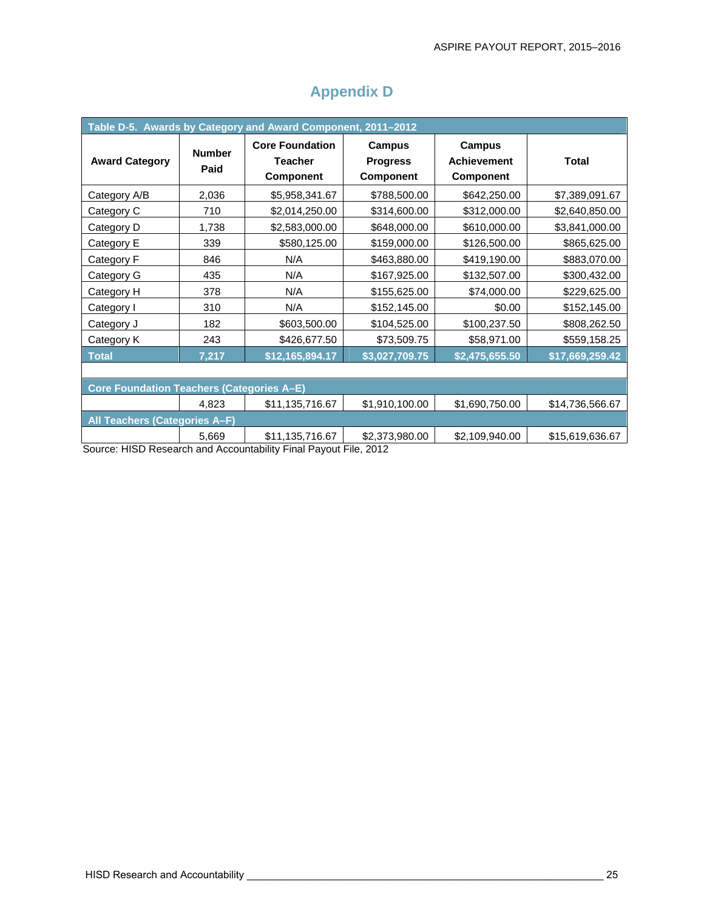# Appendix D

| Table D-5. Awards by Category and Award Component, 2011–2012 | | | | | |
|---|---|---|---|---|---|
| **Award Category** | **Number Paid** | **Core Foundation Teacher Component** | **Campus Progress Component** | **Campus Achievement Component** | **Total** |
| Category A/B | 2,036 | $5,958,341.67 | $788,500.00 | $642,250.00 | $7,389,091.67 |
| Category C | 710 | $2,014,250.00 | $314,600.00 | $312,000.00 | $2,640,850.00 |
| Category D | 1,738 | $2,583,000.00 | $648,000.00 | $610,000.00 | $3,841,000.00 |
| Category E | 339 | $580,125.00 | $159,000.00 | $126,500.00 | $865,625.00 |
| Category F | 846 | N/A | $463,880.00 | $419,190.00 | $883,070.00 |
| Category G | 435 | N/A | $167,925.00 | $132,507.00 | $300,432.00 |
| Category H | 378 | N/A | $155,625.00 | $74,000.00 | $229,625.00 |
| Category I | 310 | N/A | $152,145.00 | $0.00 | $152,145.00 |
| Category J | 182 | $603,500.00 | $104,525.00 | $100,237.50 | $808,262.50 |
| Category K | 243 | $426,677.50 | $73,509.75 | $58,971.00 | $559,158.25 |
| **Total** | **7,217** | **$12,165,894.17** | **$3,027,709.75** | **$2,475,655.50** | **$17,669,259.42** |
| | | | | | |
| **Core Foundation Teachers (Categories A–E)** | | | | | |
| | 4,823 | $11,135,716.67 | $1,910,100.00 | $1,690,750.00 | $14,736,566.67 |
| **All Teachers (Categories A–F)** | | | | | |
| | 5,669 | $11,135,716.67 | $2,373,980.00 | $2,109,940.00 | $15,619,636.67 |

Source: HISD Research and Accountability Final Payout File, 2012